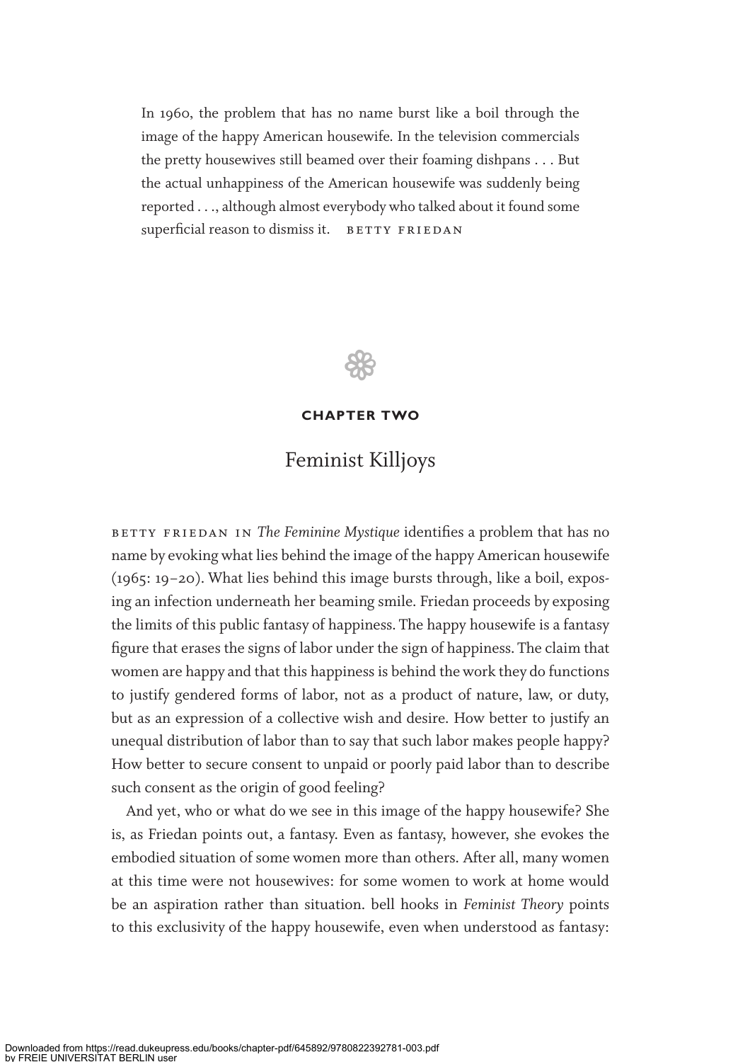> In 1960, the problem that has no name burst like a boil through the image of the happy American housewife. In the television commercials the pretty housewives still beamed over their foaming dishpans . . . But the actual unhappiness of the American housewife was suddenly being reported . . ., although almost everybody who talked about it found some superficial reason to dismiss it. BETTY FRIEDAN

## CHAPTER TWO

# Feminist Killjoys

BETTY FRIEDAN IN *The Feminine Mystique* identifies a problem that has no name by evoking what lies behind the image of the happy American housewife (1965: 19–20). What lies behind this image bursts through, like a boil, exposing an infection underneath her beaming smile. Friedan proceeds by exposing the limits of this public fantasy of happiness. The happy housewife is a fantasy figure that erases the signs of labor under the sign of happiness. The claim that women are happy and that this happiness is behind the work they do functions to justify gendered forms of labor, not as a product of nature, law, or duty, but as an expression of a collective wish and desire. How better to justify an unequal distribution of labor than to say that such labor makes people happy? How better to secure consent to unpaid or poorly paid labor than to describe such consent as the origin of good feeling?

And yet, who or what do we see in this image of the happy housewife? She is, as Friedan points out, a fantasy. Even as fantasy, however, she evokes the embodied situation of some women more than others. After all, many women at this time were not housewives: for some women to work at home would be an aspiration rather than situation. bell hooks in *Feminist Theory* points to this exclusivity of the happy housewife, even when understood as fantasy: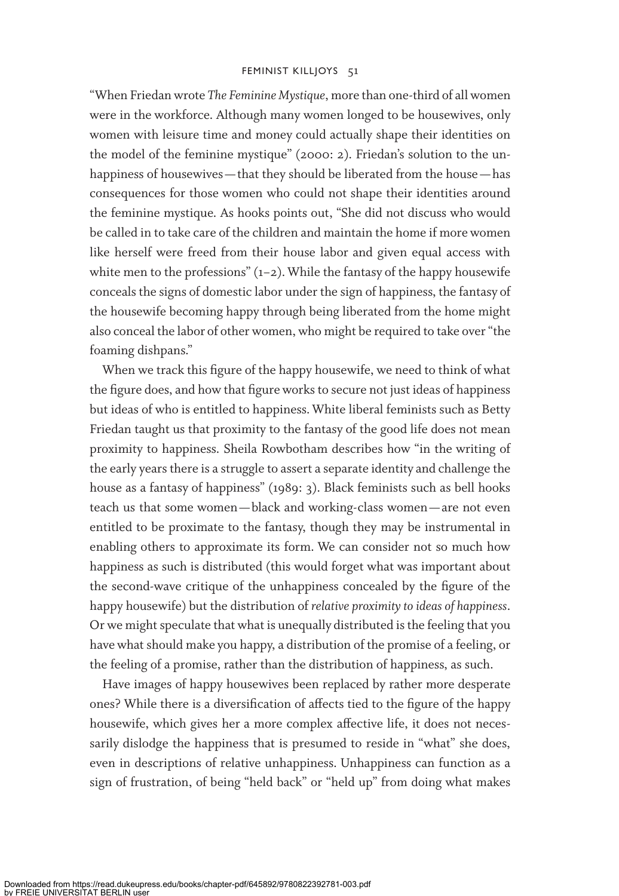"When Friedan wrote *The Feminine Mystique*, more than one-third of all women were in the workforce. Although many women longed to be housewives, only women with leisure time and money could actually shape their identities on the model of the feminine mystique" (2000: 2). Friedan's solution to the unhappiness of housewives — that they should be liberated from the house — has consequences for those women who could not shape their identities around the feminine mystique. As hooks points out, "She did not discuss who would be called in to take care of the children and maintain the home if more women like herself were freed from their house labor and given equal access with white men to the professions" (1–2). While the fantasy of the happy housewife conceals the signs of domestic labor under the sign of happiness, the fantasy of the housewife becoming happy through being liberated from the home might also conceal the labor of other women, who might be required to take over "the foaming dishpans."

When we track this figure of the happy housewife, we need to think of what the figure does, and how that figure works to secure not just ideas of happiness but ideas of who is entitled to happiness. White liberal feminists such as Betty Friedan taught us that proximity to the fantasy of the good life does not mean proximity to happiness. Sheila Rowbotham describes how "in the writing of the early years there is a struggle to assert a separate identity and challenge the house as a fantasy of happiness" (1989: 3). Black feminists such as bell hooks teach us that some women — black and working-class women — are not even entitled to be proximate to the fantasy, though they may be instrumental in enabling others to approximate its form. We can consider not so much how happiness as such is distributed (this would forget what was important about the second-wave critique of the unhappiness concealed by the figure of the happy housewife) but the distribution of *relative proximity to ideas of happiness*. Or we might speculate that what is unequally distributed is the feeling that you have what should make you happy, a distribution of the promise of a feeling, or the feeling of a promise, rather than the distribution of happiness, as such.

Have images of happy housewives been replaced by rather more desperate ones? While there is a diversification of affects tied to the figure of the happy housewife, which gives her a more complex affective life, it does not necessarily dislodge the happiness that is presumed to reside in "what" she does, even in descriptions of relative unhappiness. Unhappiness can function as a sign of frustration, of being "held back" or "held up" from doing what makes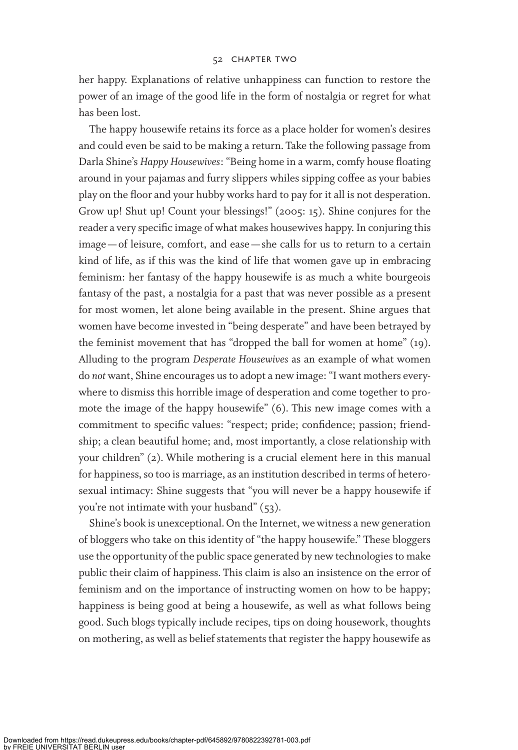her happy. Explanations of relative unhappiness can function to restore the power of an image of the good life in the form of nostalgia or regret for what has been lost.

The happy housewife retains its force as a place holder for women's desires and could even be said to be making a return. Take the following passage from Darla Shine's *Happy Housewives*: "Being home in a warm, comfy house floating around in your pajamas and furry slippers whiles sipping coffee as your babies play on the floor and your hubby works hard to pay for it all is not desperation. Grow up! Shut up! Count your blessings!" (2005: 15). Shine conjures for the reader a very specific image of what makes housewives happy. In conjuring this image—of leisure, comfort, and ease—she calls for us to return to a certain kind of life, as if this was the kind of life that women gave up in embracing feminism: her fantasy of the happy housewife is as much a white bourgeois fantasy of the past, a nostalgia for a past that was never possible as a present for most women, let alone being available in the present. Shine argues that women have become invested in "being desperate" and have been betrayed by the feminist movement that has "dropped the ball for women at home" (19). Alluding to the program *Desperate Housewives* as an example of what women do *not* want, Shine encourages us to adopt a new image: "I want mothers everywhere to dismiss this horrible image of desperation and come together to promote the image of the happy housewife" (6). This new image comes with a commitment to specific values: "respect; pride; confidence; passion; friendship; a clean beautiful home; and, most importantly, a close relationship with your children" (2). While mothering is a crucial element here in this manual for happiness, so too is marriage, as an institution described in terms of heterosexual intimacy: Shine suggests that "you will never be a happy housewife if you're not intimate with your husband" (53).

Shine's book is unexceptional. On the Internet, we witness a new generation of bloggers who take on this identity of "the happy housewife." These bloggers use the opportunity of the public space generated by new technologies to make public their claim of happiness. This claim is also an insistence on the error of feminism and on the importance of instructing women on how to be happy; happiness is being good at being a housewife, as well as what follows being good. Such blogs typically include recipes, tips on doing housework, thoughts on mothering, as well as belief statements that register the happy housewife as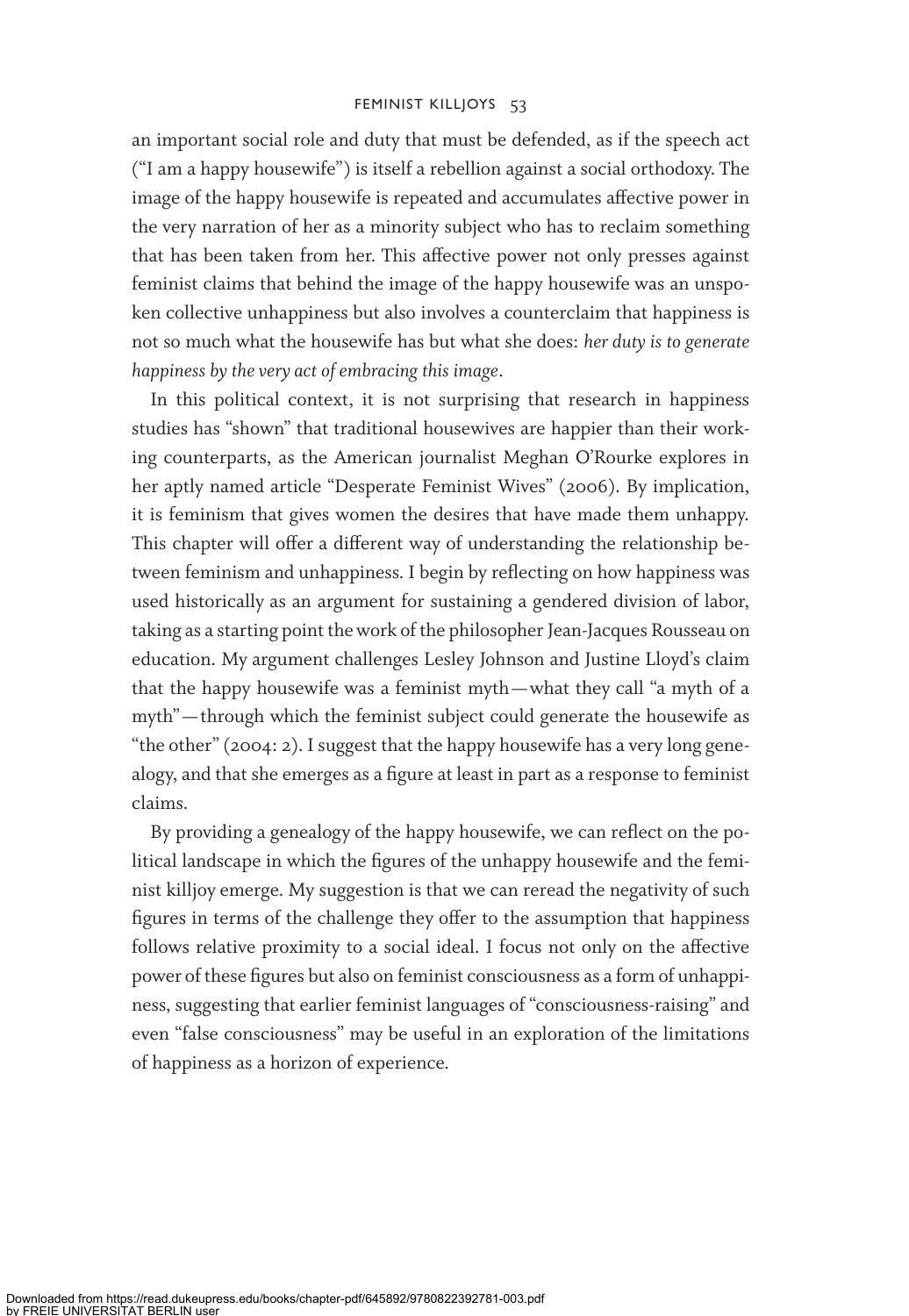an important social role and duty that must be defended, as if the speech act ("I am a happy housewife") is itself a rebellion against a social orthodoxy. The image of the happy housewife is repeated and accumulates affective power in the very narration of her as a minority subject who has to reclaim something that has been taken from her. This affective power not only presses against feminist claims that behind the image of the happy housewife was an unspoken collective unhappiness but also involves a counterclaim that happiness is not so much what the housewife has but what she does: *her duty is to generate happiness by the very act of embracing this image*.

In this political context, it is not surprising that research in happiness studies has "shown" that traditional housewives are happier than their working counterparts, as the American journalist Meghan O'Rourke explores in her aptly named article "Desperate Feminist Wives" (2006). By implication, it is feminism that gives women the desires that have made them unhappy. This chapter will offer a different way of understanding the relationship between feminism and unhappiness. I begin by reflecting on how happiness was used historically as an argument for sustaining a gendered division of labor, taking as a starting point the work of the philosopher Jean-Jacques Rousseau on education. My argument challenges Lesley Johnson and Justine Lloyd's claim that the happy housewife was a feminist myth—what they call "a myth of a myth"—through which the feminist subject could generate the housewife as "the other" (2004: 2). I suggest that the happy housewife has a very long genealogy, and that she emerges as a figure at least in part as a response to feminist claims.

By providing a genealogy of the happy housewife, we can reflect on the political landscape in which the figures of the unhappy housewife and the feminist killjoy emerge. My suggestion is that we can reread the negativity of such figures in terms of the challenge they offer to the assumption that happiness follows relative proximity to a social ideal. I focus not only on the affective power of these figures but also on feminist consciousness as a form of unhappiness, suggesting that earlier feminist languages of "consciousness-raising" and even "false consciousness" may be useful in an exploration of the limitations of happiness as a horizon of experience.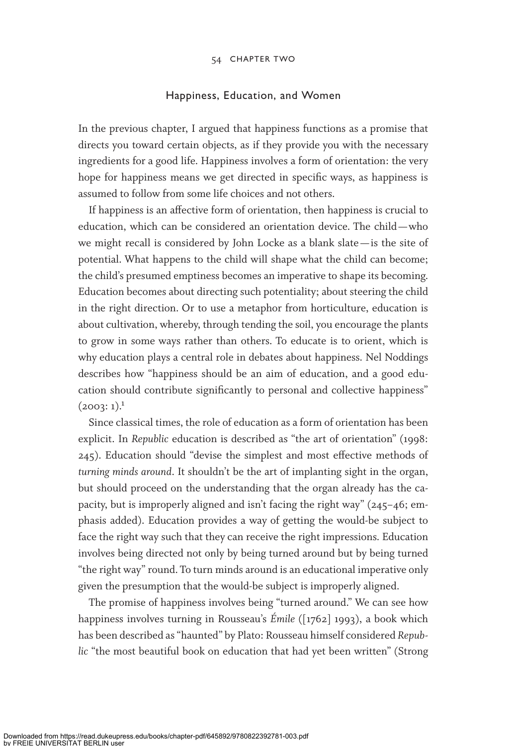## Happiness, Education, and Women

In the previous chapter, I argued that happiness functions as a promise that directs you toward certain objects, as if they provide you with the necessary ingredients for a good life. Happiness involves a form of orientation: the very hope for happiness means we get directed in specific ways, as happiness is assumed to follow from some life choices and not others.

If happiness is an affective form of orientation, then happiness is crucial to education, which can be considered an orientation device. The child—who we might recall is considered by John Locke as a blank slate—is the site of potential. What happens to the child will shape what the child can become; the child's presumed emptiness becomes an imperative to shape its becoming. Education becomes about directing such potentiality; about steering the child in the right direction. Or to use a metaphor from horticulture, education is about cultivation, whereby, through tending the soil, you encourage the plants to grow in some ways rather than others. To educate is to orient, which is why education plays a central role in debates about happiness. Nel Noddings describes how "happiness should be an aim of education, and a good education should contribute significantly to personal and collective happiness" (2003: 1).[1]

Since classical times, the role of education as a form of orientation has been explicit. In *Republic* education is described as "the art of orientation" (1998: 245). Education should "devise the simplest and most effective methods of *turning minds around*. It shouldn't be the art of implanting sight in the organ, but should proceed on the understanding that the organ already has the capacity, but is improperly aligned and isn't facing the right way" (245–46; emphasis added). Education provides a way of getting the would-be subject to face the right way such that they can receive the right impressions. Education involves being directed not only by being turned around but by being turned "the right way" round. To turn minds around is an educational imperative only given the presumption that the would-be subject is improperly aligned.

The promise of happiness involves being "turned around." We can see how happiness involves turning in Rousseau's *Émile* ([1762] 1993), a book which has been described as "haunted" by Plato: Rousseau himself considered *Republic* "the most beautiful book on education that had yet been written" (Strong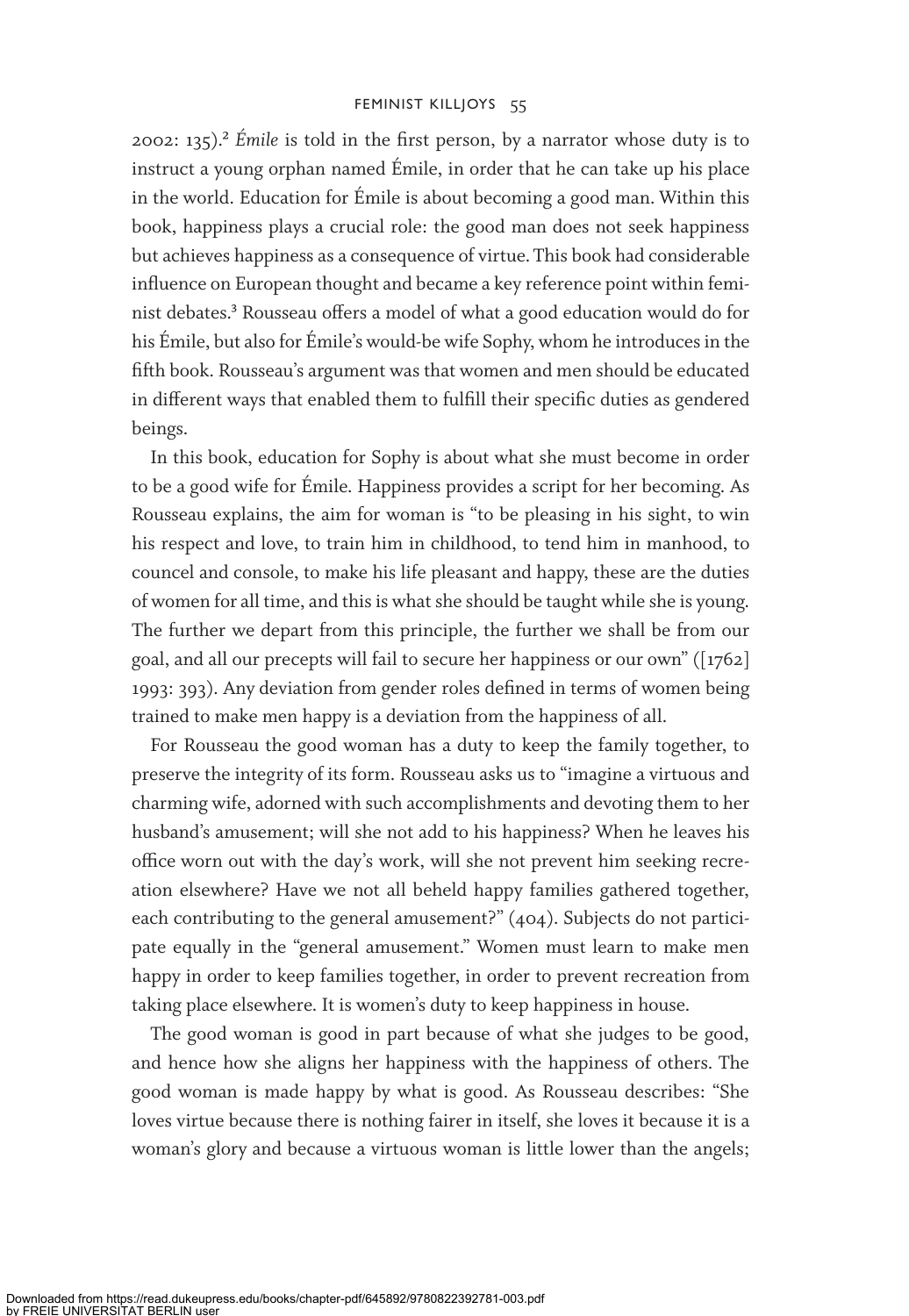2002: 135).[2] *Émile* is told in the first person, by a narrator whose duty is to instruct a young orphan named Émile, in order that he can take up his place in the world. Education for Émile is about becoming a good man. Within this book, happiness plays a crucial role: the good man does not seek happiness but achieves happiness as a consequence of virtue. This book had considerable influence on European thought and became a key reference point within feminist debates.[3] Rousseau offers a model of what a good education would do for his Émile, but also for Émile's would-be wife Sophy, whom he introduces in the fifth book. Rousseau's argument was that women and men should be educated in different ways that enabled them to fulfill their specific duties as gendered beings.

In this book, education for Sophy is about what she must become in order to be a good wife for Émile. Happiness provides a script for her becoming. As Rousseau explains, the aim for woman is "to be pleasing in his sight, to win his respect and love, to train him in childhood, to tend him in manhood, to councel and console, to make his life pleasant and happy, these are the duties of women for all time, and this is what she should be taught while she is young. The further we depart from this principle, the further we shall be from our goal, and all our precepts will fail to secure her happiness or our own" ([1762] 1993: 393). Any deviation from gender roles defined in terms of women being trained to make men happy is a deviation from the happiness of all.

For Rousseau the good woman has a duty to keep the family together, to preserve the integrity of its form. Rousseau asks us to "imagine a virtuous and charming wife, adorned with such accomplishments and devoting them to her husband's amusement; will she not add to his happiness? When he leaves his office worn out with the day's work, will she not prevent him seeking recreation elsewhere? Have we not all beheld happy families gathered together, each contributing to the general amusement?" (404). Subjects do not participate equally in the "general amusement." Women must learn to make men happy in order to keep families together, in order to prevent recreation from taking place elsewhere. It is women's duty to keep happiness in house.

The good woman is good in part because of what she judges to be good, and hence how she aligns her happiness with the happiness of others. The good woman is made happy by what is good. As Rousseau describes: "She loves virtue because there is nothing fairer in itself, she loves it because it is a woman's glory and because a virtuous woman is little lower than the angels;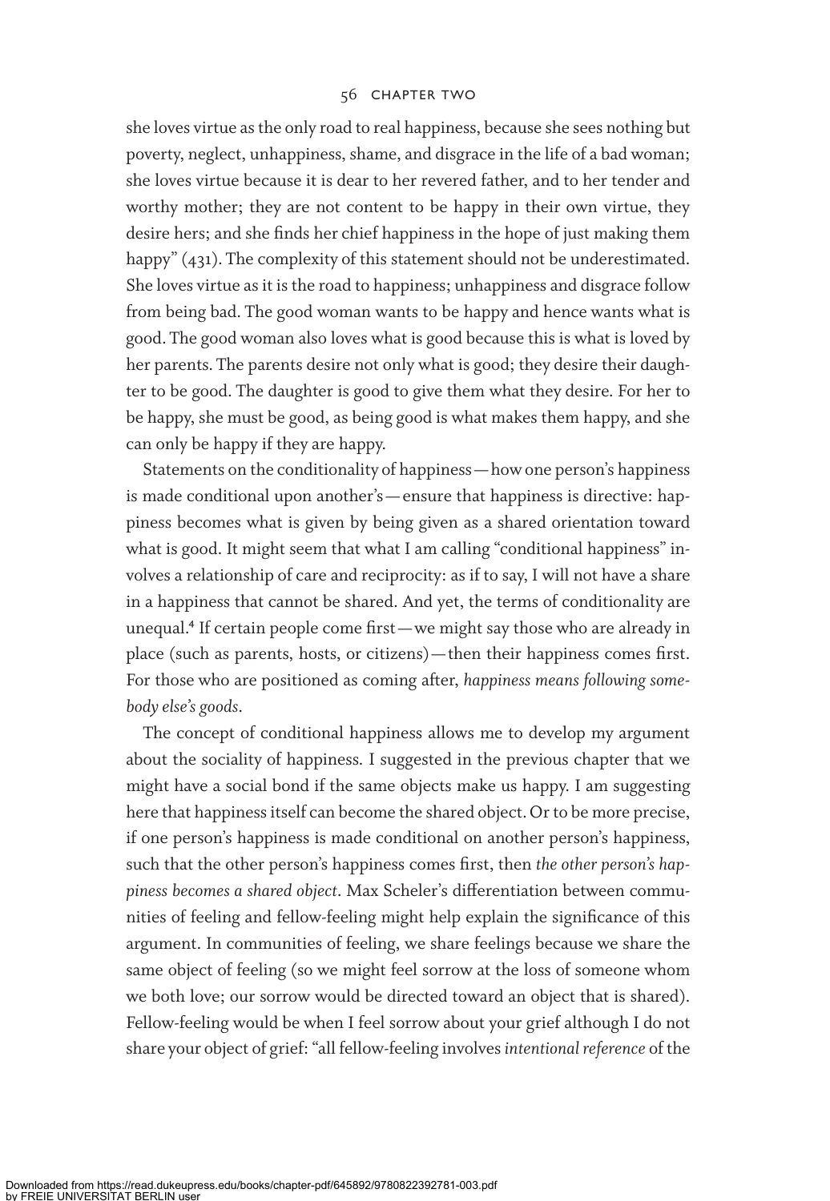she loves virtue as the only road to real happiness, because she sees nothing but poverty, neglect, unhappiness, shame, and disgrace in the life of a bad woman; she loves virtue because it is dear to her revered father, and to her tender and worthy mother; they are not content to be happy in their own virtue, they desire hers; and she finds her chief happiness in the hope of just making them happy" (431). The complexity of this statement should not be underestimated. She loves virtue as it is the road to happiness; unhappiness and disgrace follow from being bad. The good woman wants to be happy and hence wants what is good. The good woman also loves what is good because this is what is loved by her parents. The parents desire not only what is good; they desire their daughter to be good. The daughter is good to give them what they desire. For her to be happy, she must be good, as being good is what makes them happy, and she can only be happy if they are happy.

Statements on the conditionality of happiness—how one person's happiness is made conditional upon another's—ensure that happiness is directive: happiness becomes what is given by being given as a shared orientation toward what is good. It might seem that what I am calling "conditional happiness" involves a relationship of care and reciprocity: as if to say, I will not have a share in a happiness that cannot be shared. And yet, the terms of conditionality are unequal.[4] If certain people come first—we might say those who are already in place (such as parents, hosts, or citizens)—then their happiness comes first. For those who are positioned as coming after, *happiness means following somebody else's goods*.

The concept of conditional happiness allows me to develop my argument about the sociality of happiness. I suggested in the previous chapter that we might have a social bond if the same objects make us happy. I am suggesting here that happiness itself can become the shared object. Or to be more precise, if one person's happiness is made conditional on another person's happiness, such that the other person's happiness comes first, then *the other person's happiness becomes a shared object*. Max Scheler's differentiation between communities of feeling and fellow-feeling might help explain the significance of this argument. In communities of feeling, we share feelings because we share the same object of feeling (so we might feel sorrow at the loss of someone whom we both love; our sorrow would be directed toward an object that is shared). Fellow-feeling would be when I feel sorrow about your grief although I do not share your object of grief: "all fellow-feeling involves *intentional reference* of the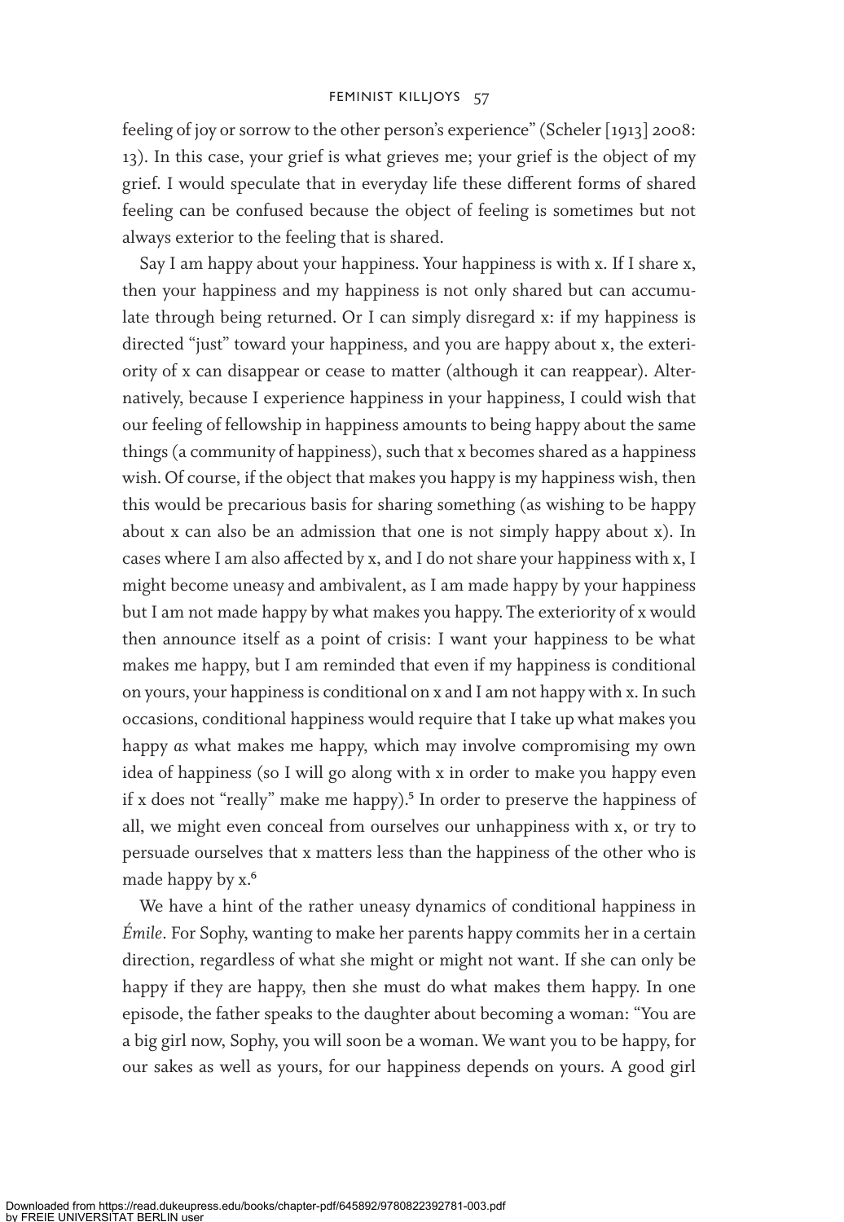feeling of joy or sorrow to the other person's experience" (Scheler [1913] 2008: 13). In this case, your grief is what grieves me; your grief is the object of my grief. I would speculate that in everyday life these different forms of shared feeling can be confused because the object of feeling is sometimes but not always exterior to the feeling that is shared.

Say I am happy about your happiness. Your happiness is with x. If I share x, then your happiness and my happiness is not only shared but can accumulate through being returned. Or I can simply disregard x: if my happiness is directed "just" toward your happiness, and you are happy about x, the exteriority of x can disappear or cease to matter (although it can reappear). Alternatively, because I experience happiness in your happiness, I could wish that our feeling of fellowship in happiness amounts to being happy about the same things (a community of happiness), such that x becomes shared as a happiness wish. Of course, if the object that makes you happy is my happiness wish, then this would be precarious basis for sharing something (as wishing to be happy about x can also be an admission that one is not simply happy about x). In cases where I am also affected by x, and I do not share your happiness with x, I might become uneasy and ambivalent, as I am made happy by your happiness but I am not made happy by what makes you happy. The exteriority of x would then announce itself as a point of crisis: I want your happiness to be what makes me happy, but I am reminded that even if my happiness is conditional on yours, your happiness is conditional on x and I am not happy with x. In such occasions, conditional happiness would require that I take up what makes you happy *as* what makes me happy, which may involve compromising my own idea of happiness (so I will go along with x in order to make you happy even if x does not "really" make me happy).[5] In order to preserve the happiness of all, we might even conceal from ourselves our unhappiness with x, or try to persuade ourselves that x matters less than the happiness of the other who is made happy by x.[6]

We have a hint of the rather uneasy dynamics of conditional happiness in *Émile*. For Sophy, wanting to make her parents happy commits her in a certain direction, regardless of what she might or might not want. If she can only be happy if they are happy, then she must do what makes them happy. In one episode, the father speaks to the daughter about becoming a woman: "You are a big girl now, Sophy, you will soon be a woman. We want you to be happy, for our sakes as well as yours, for our happiness depends on yours. A good girl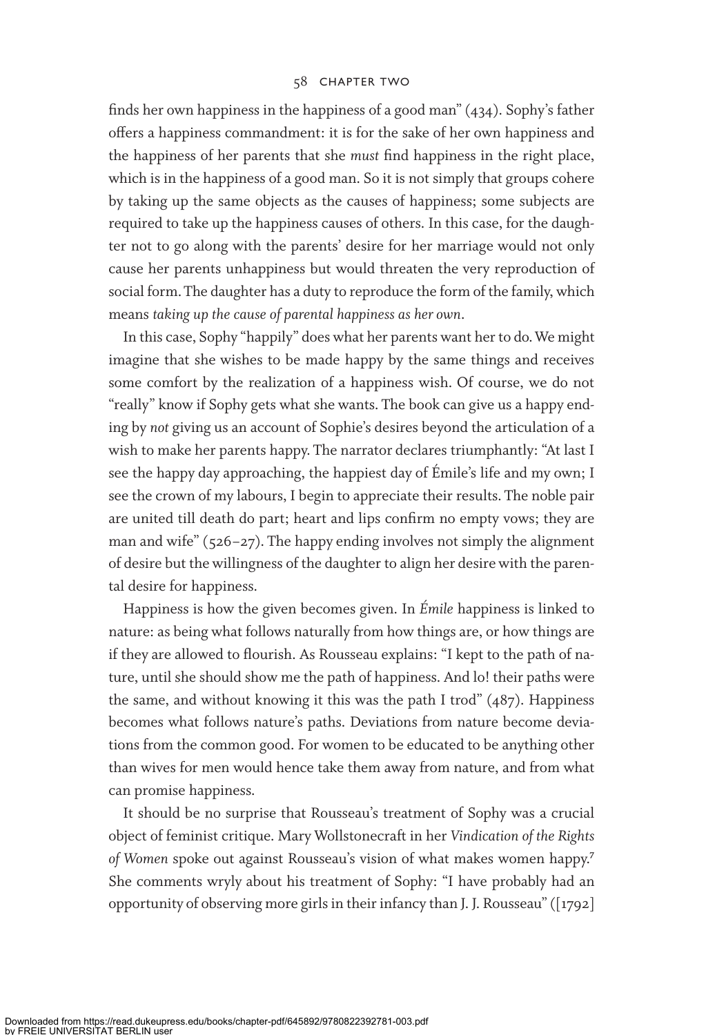finds her own happiness in the happiness of a good man" (434). Sophy's father offers a happiness commandment: it is for the sake of her own happiness and the happiness of her parents that she *must* find happiness in the right place, which is in the happiness of a good man. So it is not simply that groups cohere by taking up the same objects as the causes of happiness; some subjects are required to take up the happiness causes of others. In this case, for the daughter not to go along with the parents' desire for her marriage would not only cause her parents unhappiness but would threaten the very reproduction of social form. The daughter has a duty to reproduce the form of the family, which means *taking up the cause of parental happiness as her own*.

In this case, Sophy "happily" does what her parents want her to do. We might imagine that she wishes to be made happy by the same things and receives some comfort by the realization of a happiness wish. Of course, we do not "really" know if Sophy gets what she wants. The book can give us a happy ending by *not* giving us an account of Sophie's desires beyond the articulation of a wish to make her parents happy. The narrator declares triumphantly: "At last I see the happy day approaching, the happiest day of Émile's life and my own; I see the crown of my labours, I begin to appreciate their results. The noble pair are united till death do part; heart and lips confirm no empty vows; they are man and wife" (526–27). The happy ending involves not simply the alignment of desire but the willingness of the daughter to align her desire with the parental desire for happiness.

Happiness is how the given becomes given. In *Émile* happiness is linked to nature: as being what follows naturally from how things are, or how things are if they are allowed to flourish. As Rousseau explains: "I kept to the path of nature, until she should show me the path of happiness. And lo! their paths were the same, and without knowing it this was the path I trod" (487). Happiness becomes what follows nature's paths. Deviations from nature become deviations from the common good. For women to be educated to be anything other than wives for men would hence take them away from nature, and from what can promise happiness.

It should be no surprise that Rousseau's treatment of Sophy was a crucial object of feminist critique. Mary Wollstonecraft in her *Vindication of the Rights of Women* spoke out against Rousseau's vision of what makes women happy.[7] She comments wryly about his treatment of Sophy: "I have probably had an opportunity of observing more girls in their infancy than J. J. Rousseau" ([1792]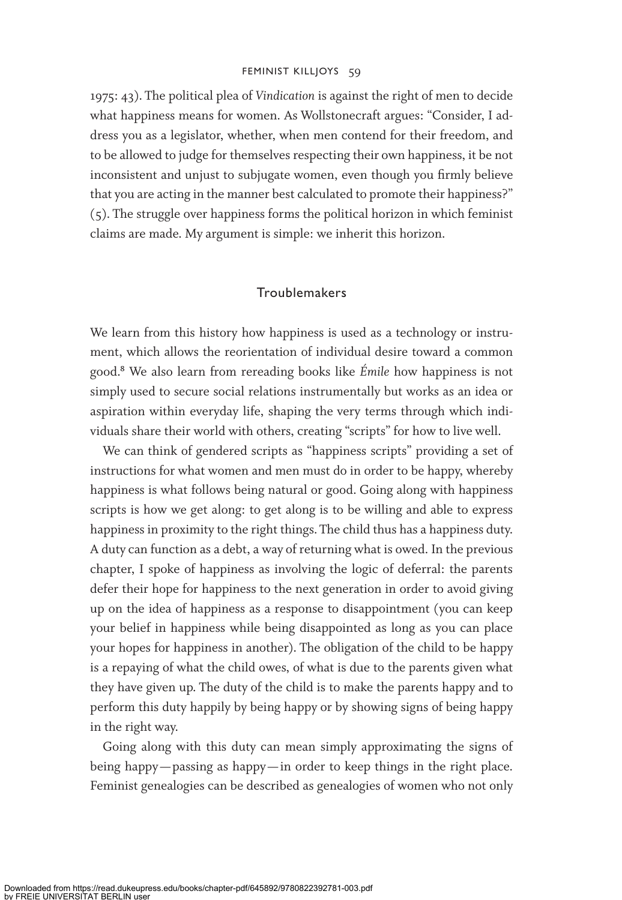1975: 43). The political plea of *Vindication* is against the right of men to decide what happiness means for women. As Wollstonecraft argues: "Consider, I address you as a legislator, whether, when men contend for their freedom, and to be allowed to judge for themselves respecting their own happiness, it be not inconsistent and unjust to subjugate women, even though you firmly believe that you are acting in the manner best calculated to promote their happiness?" (5). The struggle over happiness forms the political horizon in which feminist claims are made. My argument is simple: we inherit this horizon.

## Troublemakers

We learn from this history how happiness is used as a technology or instrument, which allows the reorientation of individual desire toward a common good.[8] We also learn from rereading books like *Émile* how happiness is not simply used to secure social relations instrumentally but works as an idea or aspiration within everyday life, shaping the very terms through which individuals share their world with others, creating "scripts" for how to live well.

We can think of gendered scripts as "happiness scripts" providing a set of instructions for what women and men must do in order to be happy, whereby happiness is what follows being natural or good. Going along with happiness scripts is how we get along: to get along is to be willing and able to express happiness in proximity to the right things. The child thus has a happiness duty. A duty can function as a debt, a way of returning what is owed. In the previous chapter, I spoke of happiness as involving the logic of deferral: the parents defer their hope for happiness to the next generation in order to avoid giving up on the idea of happiness as a response to disappointment (you can keep your belief in happiness while being disappointed as long as you can place your hopes for happiness in another). The obligation of the child to be happy is a repaying of what the child owes, of what is due to the parents given what they have given up. The duty of the child is to make the parents happy and to perform this duty happily by being happy or by showing signs of being happy in the right way.

Going along with this duty can mean simply approximating the signs of being happy—passing as happy—in order to keep things in the right place. Feminist genealogies can be described as genealogies of women who not only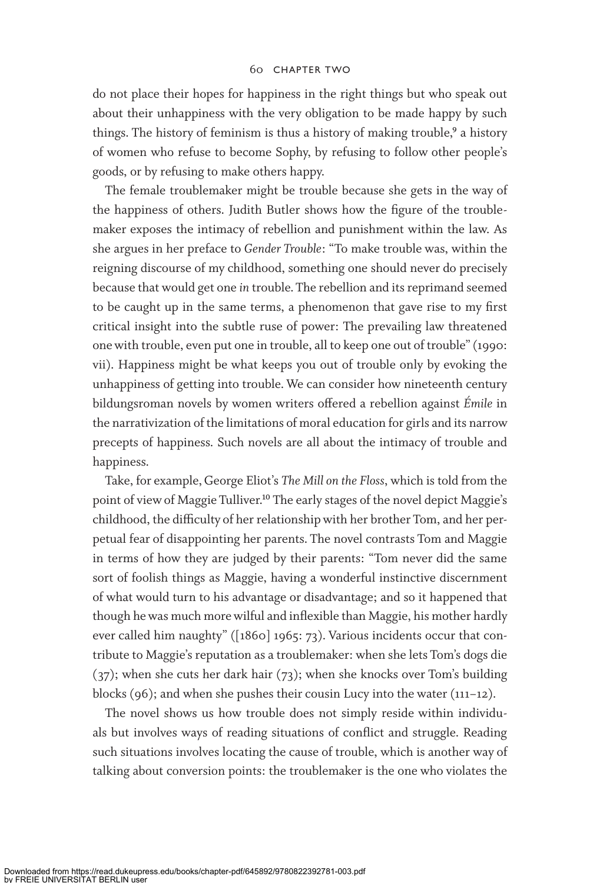do not place their hopes for happiness in the right things but who speak out about their unhappiness with the very obligation to be made happy by such things. The history of feminism is thus a history of making trouble,[9] a history of women who refuse to become Sophy, by refusing to follow other people's goods, or by refusing to make others happy.

The female troublemaker might be trouble because she gets in the way of the happiness of others. Judith Butler shows how the figure of the troublemaker exposes the intimacy of rebellion and punishment within the law. As she argues in her preface to *Gender Trouble*: "To make trouble was, within the reigning discourse of my childhood, something one should never do precisely because that would get one *in* trouble. The rebellion and its reprimand seemed to be caught up in the same terms, a phenomenon that gave rise to my first critical insight into the subtle ruse of power: The prevailing law threatened one with trouble, even put one in trouble, all to keep one out of trouble" (1990: vii). Happiness might be what keeps you out of trouble only by evoking the unhappiness of getting into trouble. We can consider how nineteenth century bildungsroman novels by women writers offered a rebellion against *Émile* in the narrativization of the limitations of moral education for girls and its narrow precepts of happiness. Such novels are all about the intimacy of trouble and happiness.

Take, for example, George Eliot's *The Mill on the Floss*, which is told from the point of view of Maggie Tulliver.[10] The early stages of the novel depict Maggie's childhood, the difficulty of her relationship with her brother Tom, and her perpetual fear of disappointing her parents. The novel contrasts Tom and Maggie in terms of how they are judged by their parents: "Tom never did the same sort of foolish things as Maggie, having a wonderful instinctive discernment of what would turn to his advantage or disadvantage; and so it happened that though he was much more wilful and inflexible than Maggie, his mother hardly ever called him naughty" ([1860] 1965: 73). Various incidents occur that contribute to Maggie's reputation as a troublemaker: when she lets Tom's dogs die (37); when she cuts her dark hair (73); when she knocks over Tom's building blocks (96); and when she pushes their cousin Lucy into the water (111–12).

The novel shows us how trouble does not simply reside within individuals but involves ways of reading situations of conflict and struggle. Reading such situations involves locating the cause of trouble, which is another way of talking about conversion points: the troublemaker is the one who violates the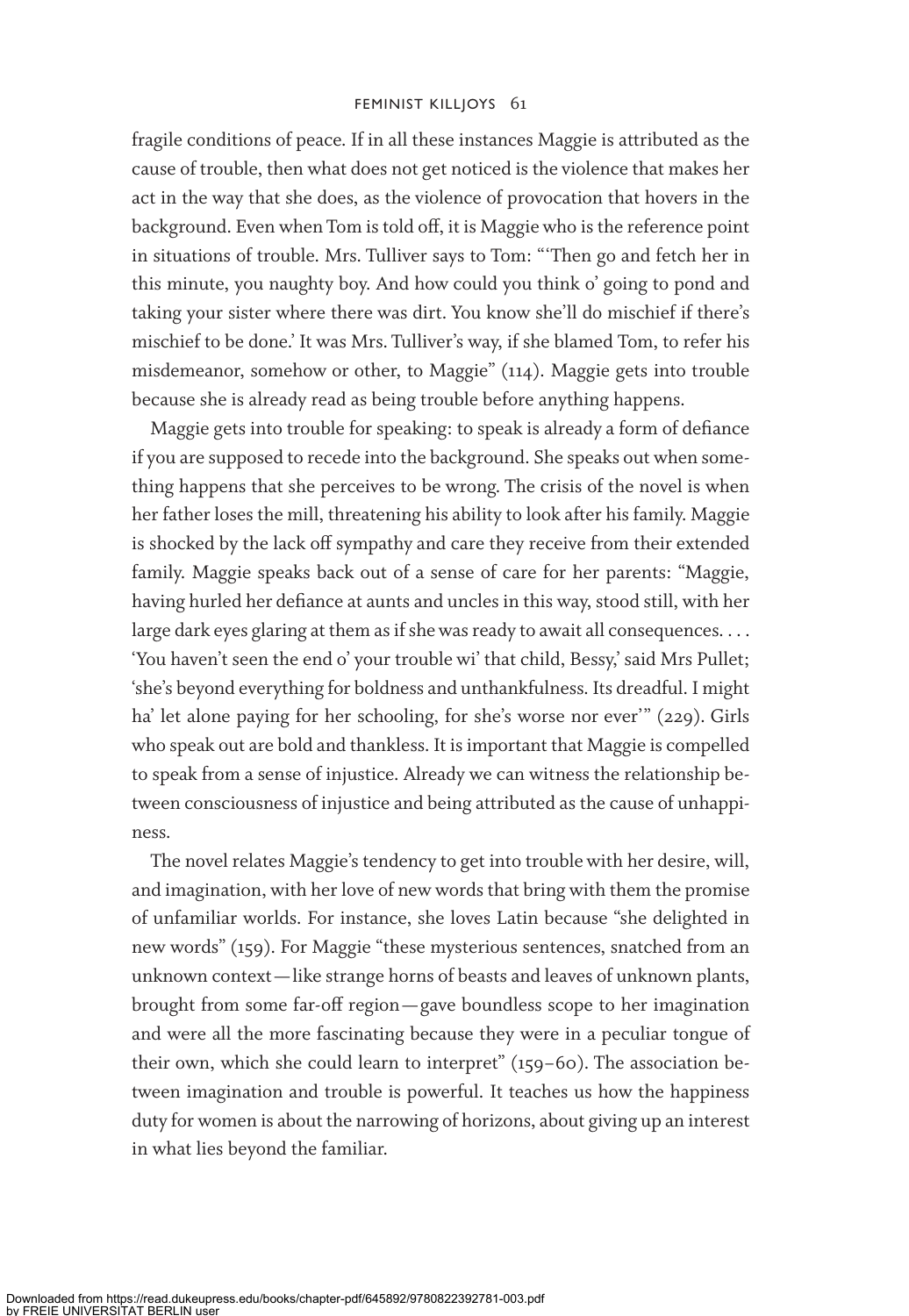fragile conditions of peace. If in all these instances Maggie is attributed as the cause of trouble, then what does not get noticed is the violence that makes her act in the way that she does, as the violence of provocation that hovers in the background. Even when Tom is told off, it is Maggie who is the reference point in situations of trouble. Mrs. Tulliver says to Tom: "'Then go and fetch her in this minute, you naughty boy. And how could you think o' going to pond and taking your sister where there was dirt. You know she'll do mischief if there's mischief to be done.' It was Mrs. Tulliver's way, if she blamed Tom, to refer his misdemeanor, somehow or other, to Maggie" (114). Maggie gets into trouble because she is already read as being trouble before anything happens.

Maggie gets into trouble for speaking: to speak is already a form of defiance if you are supposed to recede into the background. She speaks out when something happens that she perceives to be wrong. The crisis of the novel is when her father loses the mill, threatening his ability to look after his family. Maggie is shocked by the lack off sympathy and care they receive from their extended family. Maggie speaks back out of a sense of care for her parents: "Maggie, having hurled her defiance at aunts and uncles in this way, stood still, with her large dark eyes glaring at them as if she was ready to await all consequences. . . . 'You haven't seen the end o' your trouble wi' that child, Bessy,' said Mrs Pullet; 'she's beyond everything for boldness and unthankfulness. Its dreadful. I might ha' let alone paying for her schooling, for she's worse nor ever'" (229). Girls who speak out are bold and thankless. It is important that Maggie is compelled to speak from a sense of injustice. Already we can witness the relationship between consciousness of injustice and being attributed as the cause of unhappiness.

The novel relates Maggie's tendency to get into trouble with her desire, will, and imagination, with her love of new words that bring with them the promise of unfamiliar worlds. For instance, she loves Latin because "she delighted in new words" (159). For Maggie "these mysterious sentences, snatched from an unknown context—like strange horns of beasts and leaves of unknown plants, brought from some far-off region—gave boundless scope to her imagination and were all the more fascinating because they were in a peculiar tongue of their own, which she could learn to interpret" (159–60). The association between imagination and trouble is powerful. It teaches us how the happiness duty for women is about the narrowing of horizons, about giving up an interest in what lies beyond the familiar.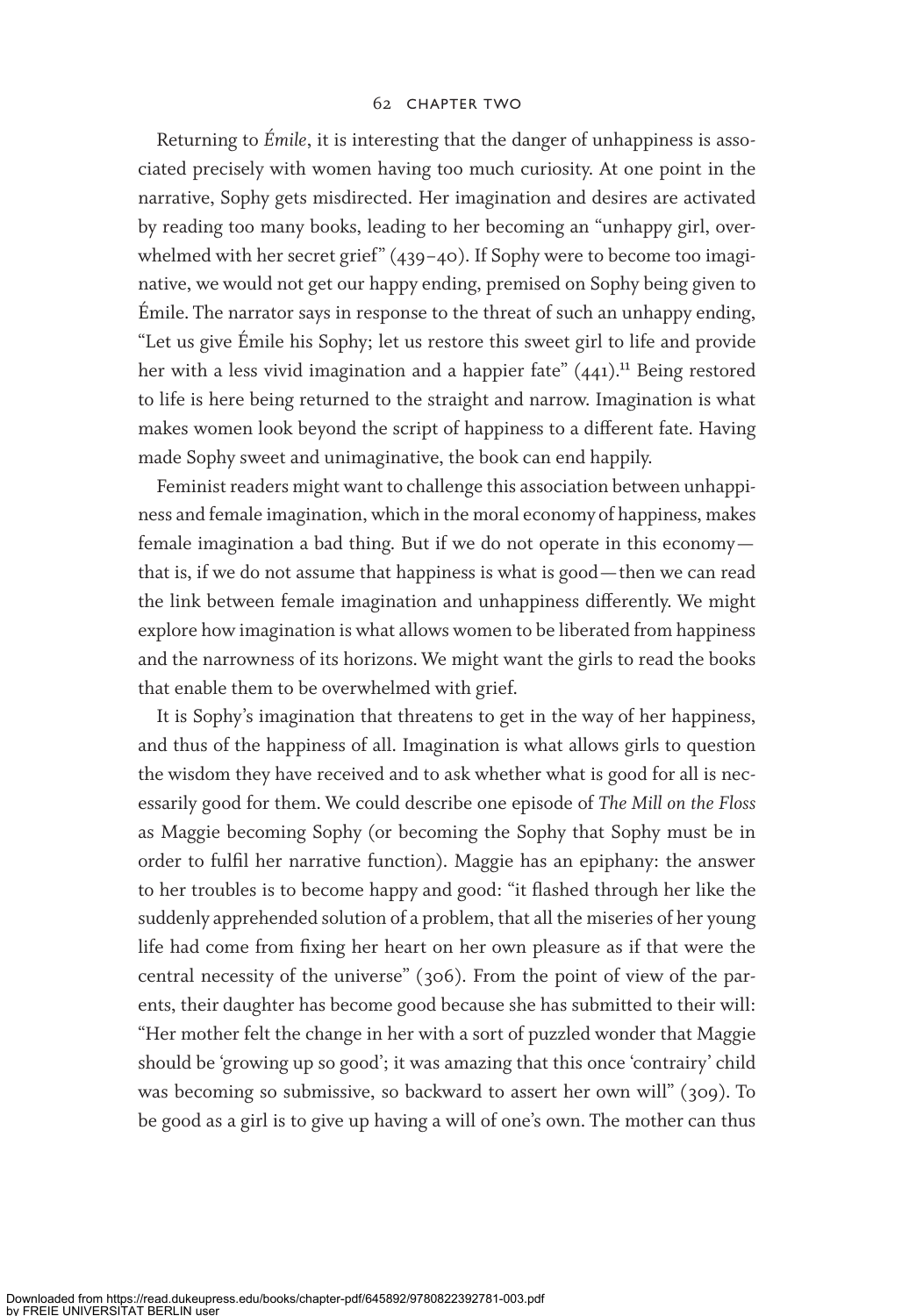Returning to *Émile*, it is interesting that the danger of unhappiness is associated precisely with women having too much curiosity. At one point in the narrative, Sophy gets misdirected. Her imagination and desires are activated by reading too many books, leading to her becoming an "unhappy girl, overwhelmed with her secret grief" (439–40). If Sophy were to become too imaginative, we would not get our happy ending, premised on Sophy being given to Émile. The narrator says in response to the threat of such an unhappy ending, "Let us give Émile his Sophy; let us restore this sweet girl to life and provide her with a less vivid imagination and a happier fate" (441).[11] Being restored to life is here being returned to the straight and narrow. Imagination is what makes women look beyond the script of happiness to a different fate. Having made Sophy sweet and unimaginative, the book can end happily.

Feminist readers might want to challenge this association between unhappiness and female imagination, which in the moral economy of happiness, makes female imagination a bad thing. But if we do not operate in this economy—that is, if we do not assume that happiness is what is good—then we can read the link between female imagination and unhappiness differently. We might explore how imagination is what allows women to be liberated from happiness and the narrowness of its horizons. We might want the girls to read the books that enable them to be overwhelmed with grief.

It is Sophy's imagination that threatens to get in the way of her happiness, and thus of the happiness of all. Imagination is what allows girls to question the wisdom they have received and to ask whether what is good for all is necessarily good for them. We could describe one episode of *The Mill on the Floss* as Maggie becoming Sophy (or becoming the Sophy that Sophy must be in order to fulfil her narrative function). Maggie has an epiphany: the answer to her troubles is to become happy and good: "it flashed through her like the suddenly apprehended solution of a problem, that all the miseries of her young life had come from fixing her heart on her own pleasure as if that were the central necessity of the universe" (306). From the point of view of the parents, their daughter has become good because she has submitted to their will: "Her mother felt the change in her with a sort of puzzled wonder that Maggie should be 'growing up so good'; it was amazing that this once 'contrairy' child was becoming so submissive, so backward to assert her own will" (309). To be good as a girl is to give up having a will of one's own. The mother can thus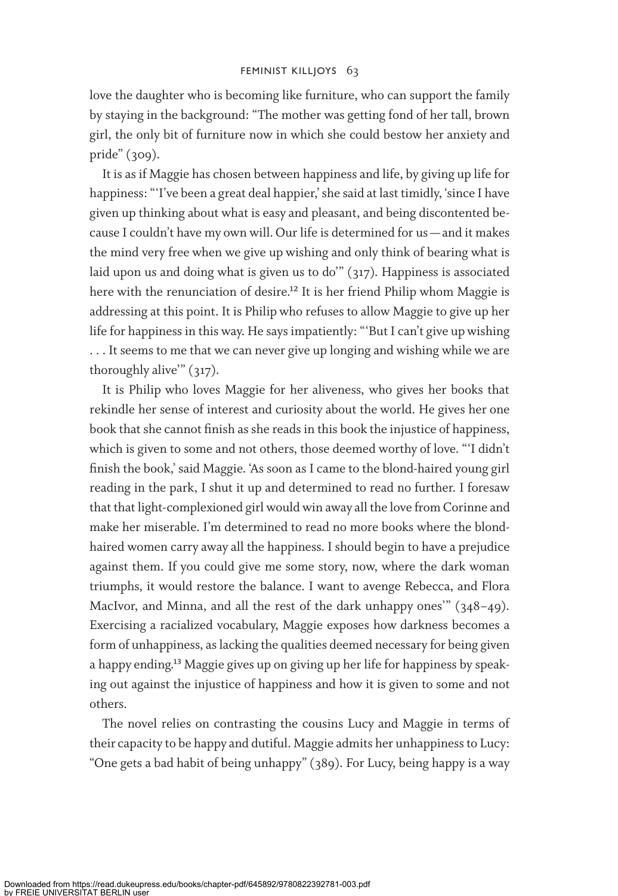love the daughter who is becoming like furniture, who can support the family by staying in the background: "The mother was getting fond of her tall, brown girl, the only bit of furniture now in which she could bestow her anxiety and pride" (309).

It is as if Maggie has chosen between happiness and life, by giving up life for happiness: "'I've been a great deal happier,' she said at last timidly, 'since I have given up thinking about what is easy and pleasant, and being discontented because I couldn't have my own will. Our life is determined for us—and it makes the mind very free when we give up wishing and only think of bearing what is laid upon us and doing what is given us to do'" (317). Happiness is associated here with the renunciation of desire.[12] It is her friend Philip whom Maggie is addressing at this point. It is Philip who refuses to allow Maggie to give up her life for happiness in this way. He says impatiently: "'But I can't give up wishing . . . It seems to me that we can never give up longing and wishing while we are thoroughly alive'" (317).

It is Philip who loves Maggie for her aliveness, who gives her books that rekindle her sense of interest and curiosity about the world. He gives her one book that she cannot finish as she reads in this book the injustice of happiness, which is given to some and not others, those deemed worthy of love. "'I didn't finish the book,' said Maggie. 'As soon as I came to the blond-haired young girl reading in the park, I shut it up and determined to read no further. I foresaw that that light-complexioned girl would win away all the love from Corinne and make her miserable. I'm determined to read no more books where the blond-haired women carry away all the happiness. I should begin to have a prejudice against them. If you could give me some story, now, where the dark woman triumphs, it would restore the balance. I want to avenge Rebecca, and Flora MacIvor, and Minna, and all the rest of the dark unhappy ones'" (348–49). Exercising a racialized vocabulary, Maggie exposes how darkness becomes a form of unhappiness, as lacking the qualities deemed necessary for being given a happy ending.[13] Maggie gives up on giving up her life for happiness by speaking out against the injustice of happiness and how it is given to some and not others.

The novel relies on contrasting the cousins Lucy and Maggie in terms of their capacity to be happy and dutiful. Maggie admits her unhappiness to Lucy: "One gets a bad habit of being unhappy" (389). For Lucy, being happy is a way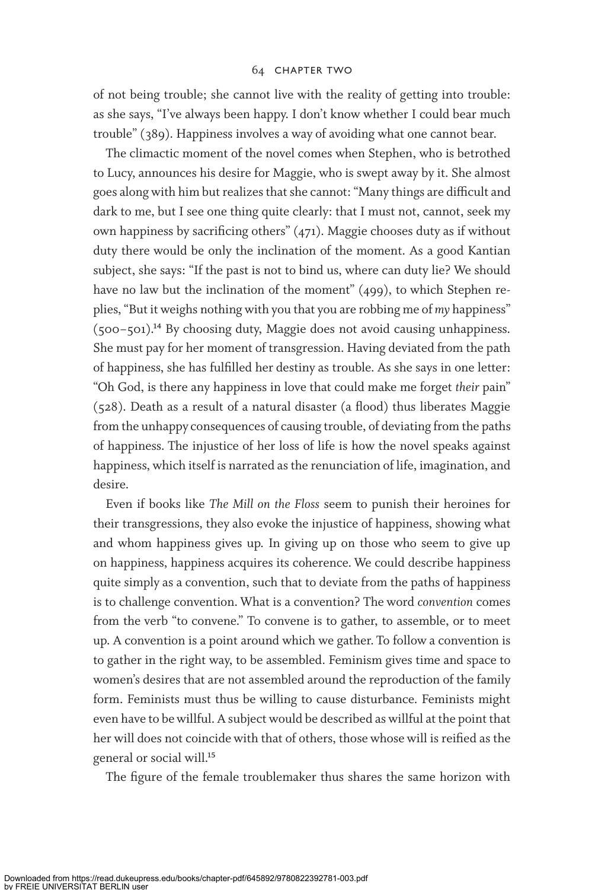of not being trouble; she cannot live with the reality of getting into trouble: as she says, "I've always been happy. I don't know whether I could bear much trouble" (389). Happiness involves a way of avoiding what one cannot bear.

The climactic moment of the novel comes when Stephen, who is betrothed to Lucy, announces his desire for Maggie, who is swept away by it. She almost goes along with him but realizes that she cannot: "Many things are difficult and dark to me, but I see one thing quite clearly: that I must not, cannot, seek my own happiness by sacrificing others" (471). Maggie chooses duty as if without duty there would be only the inclination of the moment. As a good Kantian subject, she says: "If the past is not to bind us, where can duty lie? We should have no law but the inclination of the moment" (499), to which Stephen replies, "But it weighs nothing with you that you are robbing me of *my* happiness" (500–501).[14] By choosing duty, Maggie does not avoid causing unhappiness. She must pay for her moment of transgression. Having deviated from the path of happiness, she has fulfilled her destiny as trouble. As she says in one letter: "Oh God, is there any happiness in love that could make me forget *their* pain" (528). Death as a result of a natural disaster (a flood) thus liberates Maggie from the unhappy consequences of causing trouble, of deviating from the paths of happiness. The injustice of her loss of life is how the novel speaks against happiness, which itself is narrated as the renunciation of life, imagination, and desire.

Even if books like *The Mill on the Floss* seem to punish their heroines for their transgressions, they also evoke the injustice of happiness, showing what and whom happiness gives up. In giving up on those who seem to give up on happiness, happiness acquires its coherence. We could describe happiness quite simply as a convention, such that to deviate from the paths of happiness is to challenge convention. What is a convention? The word *convention* comes from the verb "to convene." To convene is to gather, to assemble, or to meet up. A convention is a point around which we gather. To follow a convention is to gather in the right way, to be assembled. Feminism gives time and space to women's desires that are not assembled around the reproduction of the family form. Feminists must thus be willing to cause disturbance. Feminists might even have to be willful. A subject would be described as willful at the point that her will does not coincide with that of others, those whose will is reified as the general or social will.[15]

The figure of the female troublemaker thus shares the same horizon with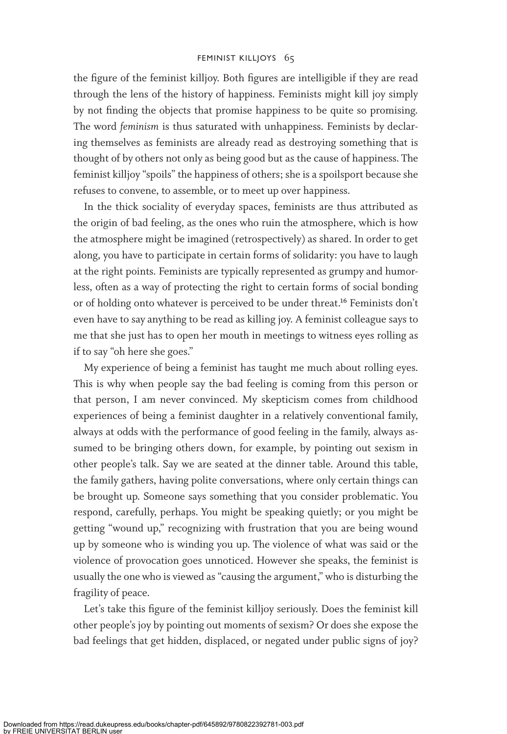the figure of the feminist killjoy. Both figures are intelligible if they are read through the lens of the history of happiness. Feminists might kill joy simply by not finding the objects that promise happiness to be quite so promising. The word *feminism* is thus saturated with unhappiness. Feminists by declaring themselves as feminists are already read as destroying something that is thought of by others not only as being good but as the cause of happiness. The feminist killjoy "spoils" the happiness of others; she is a spoilsport because she refuses to convene, to assemble, or to meet up over happiness.

In the thick sociality of everyday spaces, feminists are thus attributed as the origin of bad feeling, as the ones who ruin the atmosphere, which is how the atmosphere might be imagined (retrospectively) as shared. In order to get along, you have to participate in certain forms of solidarity: you have to laugh at the right points. Feminists are typically represented as grumpy and humorless, often as a way of protecting the right to certain forms of social bonding or of holding onto whatever is perceived to be under threat.[16] Feminists don't even have to say anything to be read as killing joy. A feminist colleague says to me that she just has to open her mouth in meetings to witness eyes rolling as if to say "oh here she goes."

My experience of being a feminist has taught me much about rolling eyes. This is why when people say the bad feeling is coming from this person or that person, I am never convinced. My skepticism comes from childhood experiences of being a feminist daughter in a relatively conventional family, always at odds with the performance of good feeling in the family, always assumed to be bringing others down, for example, by pointing out sexism in other people's talk. Say we are seated at the dinner table. Around this table, the family gathers, having polite conversations, where only certain things can be brought up. Someone says something that you consider problematic. You respond, carefully, perhaps. You might be speaking quietly; or you might be getting "wound up," recognizing with frustration that you are being wound up by someone who is winding you up. The violence of what was said or the violence of provocation goes unnoticed. However she speaks, the feminist is usually the one who is viewed as "causing the argument," who is disturbing the fragility of peace.

Let's take this figure of the feminist killjoy seriously. Does the feminist kill other people's joy by pointing out moments of sexism? Or does she expose the bad feelings that get hidden, displaced, or negated under public signs of joy?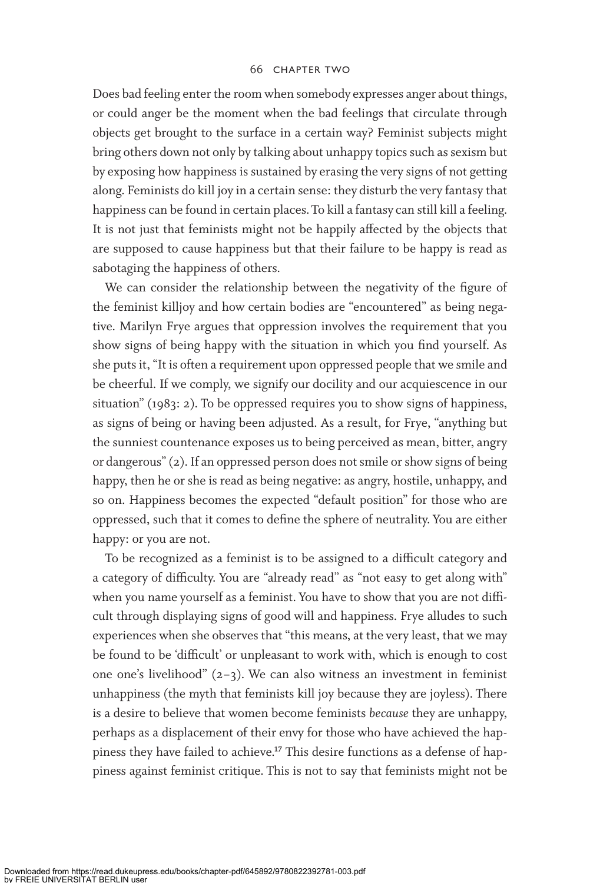Does bad feeling enter the room when somebody expresses anger about things, or could anger be the moment when the bad feelings that circulate through objects get brought to the surface in a certain way? Feminist subjects might bring others down not only by talking about unhappy topics such as sexism but by exposing how happiness is sustained by erasing the very signs of not getting along. Feminists do kill joy in a certain sense: they disturb the very fantasy that happiness can be found in certain places. To kill a fantasy can still kill a feeling. It is not just that feminists might not be happily affected by the objects that are supposed to cause happiness but that their failure to be happy is read as sabotaging the happiness of others.

We can consider the relationship between the negativity of the figure of the feminist killjoy and how certain bodies are "encountered" as being negative. Marilyn Frye argues that oppression involves the requirement that you show signs of being happy with the situation in which you find yourself. As she puts it, "It is often a requirement upon oppressed people that we smile and be cheerful. If we comply, we signify our docility and our acquiescence in our situation" (1983: 2). To be oppressed requires you to show signs of happiness, as signs of being or having been adjusted. As a result, for Frye, "anything but the sunniest countenance exposes us to being perceived as mean, bitter, angry or dangerous" (2). If an oppressed person does not smile or show signs of being happy, then he or she is read as being negative: as angry, hostile, unhappy, and so on. Happiness becomes the expected "default position" for those who are oppressed, such that it comes to define the sphere of neutrality. You are either happy: or you are not.

To be recognized as a feminist is to be assigned to a difficult category and a category of difficulty. You are "already read" as "not easy to get along with" when you name yourself as a feminist. You have to show that you are not difficult through displaying signs of good will and happiness. Frye alludes to such experiences when she observes that "this means, at the very least, that we may be found to be 'difficult' or unpleasant to work with, which is enough to cost one one's livelihood" (2–3). We can also witness an investment in feminist unhappiness (the myth that feminists kill joy because they are joyless). There is a desire to believe that women become feminists *because* they are unhappy, perhaps as a displacement of their envy for those who have achieved the happiness they have failed to achieve.[17] This desire functions as a defense of happiness against feminist critique. This is not to say that feminists might not be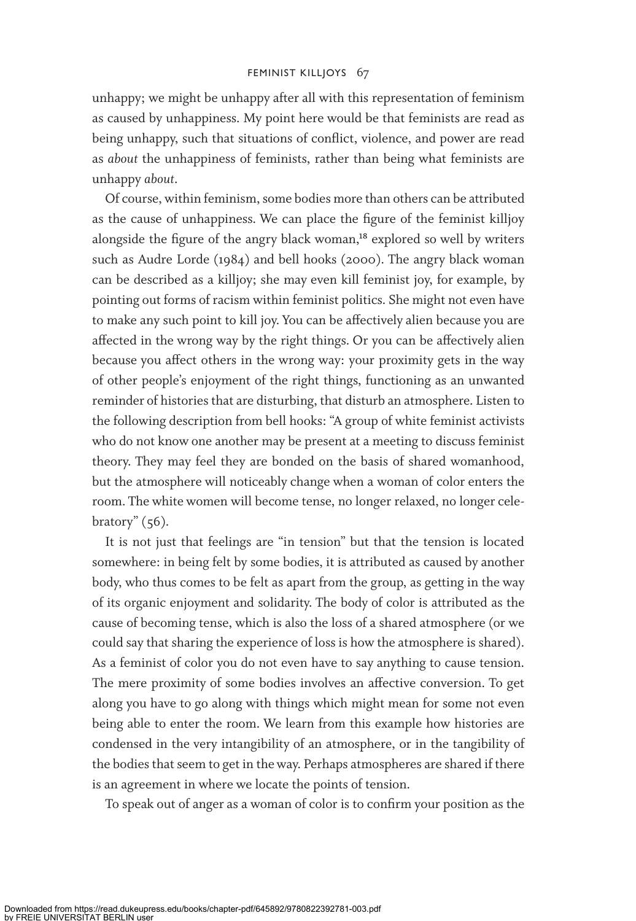unhappy; we might be unhappy after all with this representation of feminism as caused by unhappiness. My point here would be that feminists are read as being unhappy, such that situations of conflict, violence, and power are read as *about* the unhappiness of feminists, rather than being what feminists are unhappy *about*.

Of course, within feminism, some bodies more than others can be attributed as the cause of unhappiness. We can place the figure of the feminist killjoy alongside the figure of the angry black woman,[18] explored so well by writers such as Audre Lorde (1984) and bell hooks (2000). The angry black woman can be described as a killjoy; she may even kill feminist joy, for example, by pointing out forms of racism within feminist politics. She might not even have to make any such point to kill joy. You can be affectively alien because you are affected in the wrong way by the right things. Or you can be affectively alien because you affect others in the wrong way: your proximity gets in the way of other people's enjoyment of the right things, functioning as an unwanted reminder of histories that are disturbing, that disturb an atmosphere. Listen to the following description from bell hooks: "A group of white feminist activists who do not know one another may be present at a meeting to discuss feminist theory. They may feel they are bonded on the basis of shared womanhood, but the atmosphere will noticeably change when a woman of color enters the room. The white women will become tense, no longer relaxed, no longer celebratory" (56).

It is not just that feelings are "in tension" but that the tension is located somewhere: in being felt by some bodies, it is attributed as caused by another body, who thus comes to be felt as apart from the group, as getting in the way of its organic enjoyment and solidarity. The body of color is attributed as the cause of becoming tense, which is also the loss of a shared atmosphere (or we could say that sharing the experience of loss is how the atmosphere is shared). As a feminist of color you do not even have to say anything to cause tension. The mere proximity of some bodies involves an affective conversion. To get along you have to go along with things which might mean for some not even being able to enter the room. We learn from this example how histories are condensed in the very intangibility of an atmosphere, or in the tangibility of the bodies that seem to get in the way. Perhaps atmospheres are shared if there is an agreement in where we locate the points of tension.

To speak out of anger as a woman of color is to confirm your position as the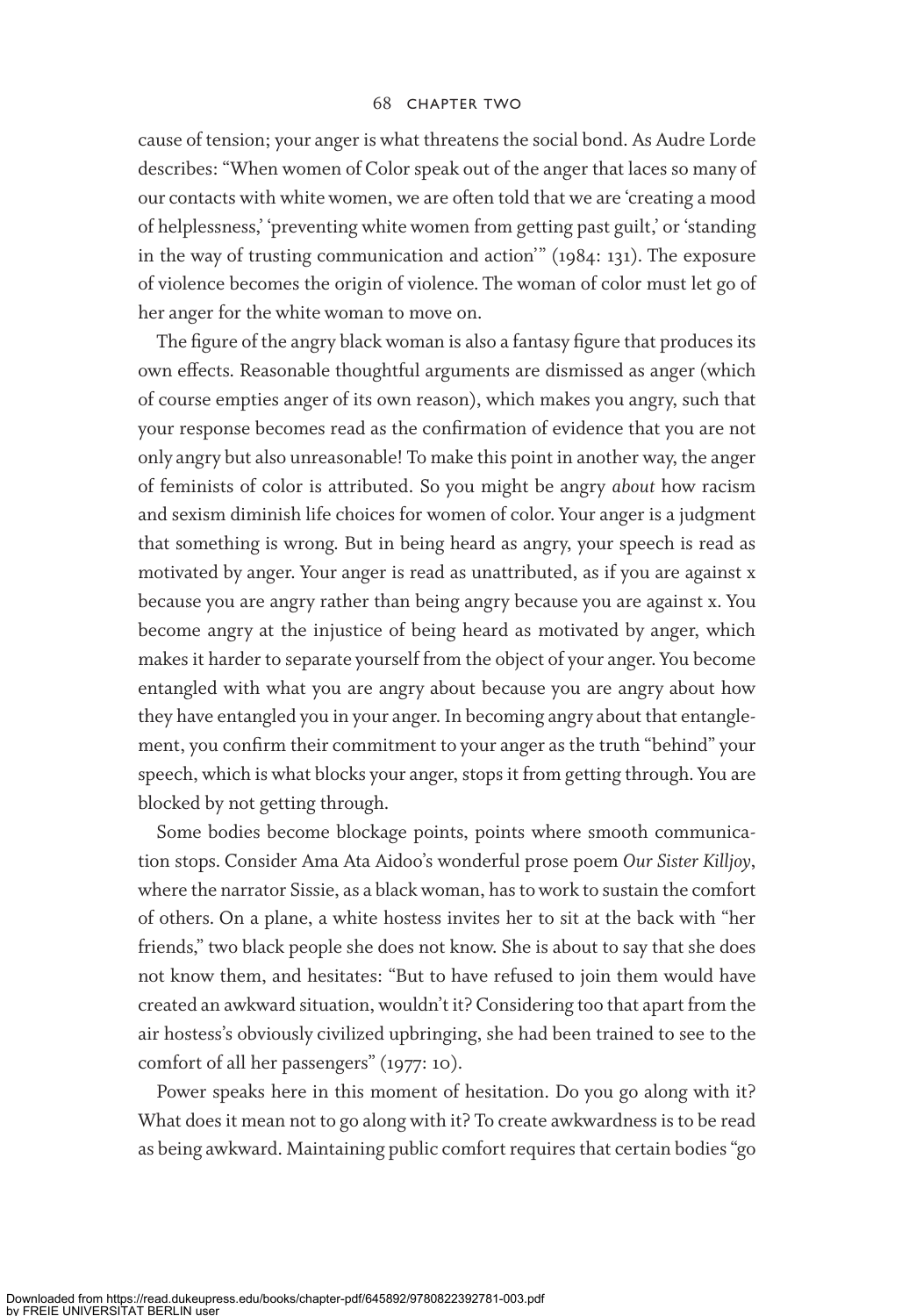cause of tension; your anger is what threatens the social bond. As Audre Lorde describes: "When women of Color speak out of the anger that laces so many of our contacts with white women, we are often told that we are 'creating a mood of helplessness,' 'preventing white women from getting past guilt,' or 'standing in the way of trusting communication and action'" (1984: 131). The exposure of violence becomes the origin of violence. The woman of color must let go of her anger for the white woman to move on.

The figure of the angry black woman is also a fantasy figure that produces its own effects. Reasonable thoughtful arguments are dismissed as anger (which of course empties anger of its own reason), which makes you angry, such that your response becomes read as the confirmation of evidence that you are not only angry but also unreasonable! To make this point in another way, the anger of feminists of color is attributed. So you might be angry *about* how racism and sexism diminish life choices for women of color. Your anger is a judgment that something is wrong. But in being heard as angry, your speech is read as motivated by anger. Your anger is read as unattributed, as if you are against x because you are angry rather than being angry because you are against x. You become angry at the injustice of being heard as motivated by anger, which makes it harder to separate yourself from the object of your anger. You become entangled with what you are angry about because you are angry about how they have entangled you in your anger. In becoming angry about that entanglement, you confirm their commitment to your anger as the truth "behind" your speech, which is what blocks your anger, stops it from getting through. You are blocked by not getting through.

Some bodies become blockage points, points where smooth communication stops. Consider Ama Ata Aidoo's wonderful prose poem *Our Sister Killjoy*, where the narrator Sissie, as a black woman, has to work to sustain the comfort of others. On a plane, a white hostess invites her to sit at the back with "her friends," two black people she does not know. She is about to say that she does not know them, and hesitates: "But to have refused to join them would have created an awkward situation, wouldn't it? Considering too that apart from the air hostess's obviously civilized upbringing, she had been trained to see to the comfort of all her passengers" (1977: 10).

Power speaks here in this moment of hesitation. Do you go along with it? What does it mean not to go along with it? To create awkwardness is to be read as being awkward. Maintaining public comfort requires that certain bodies "go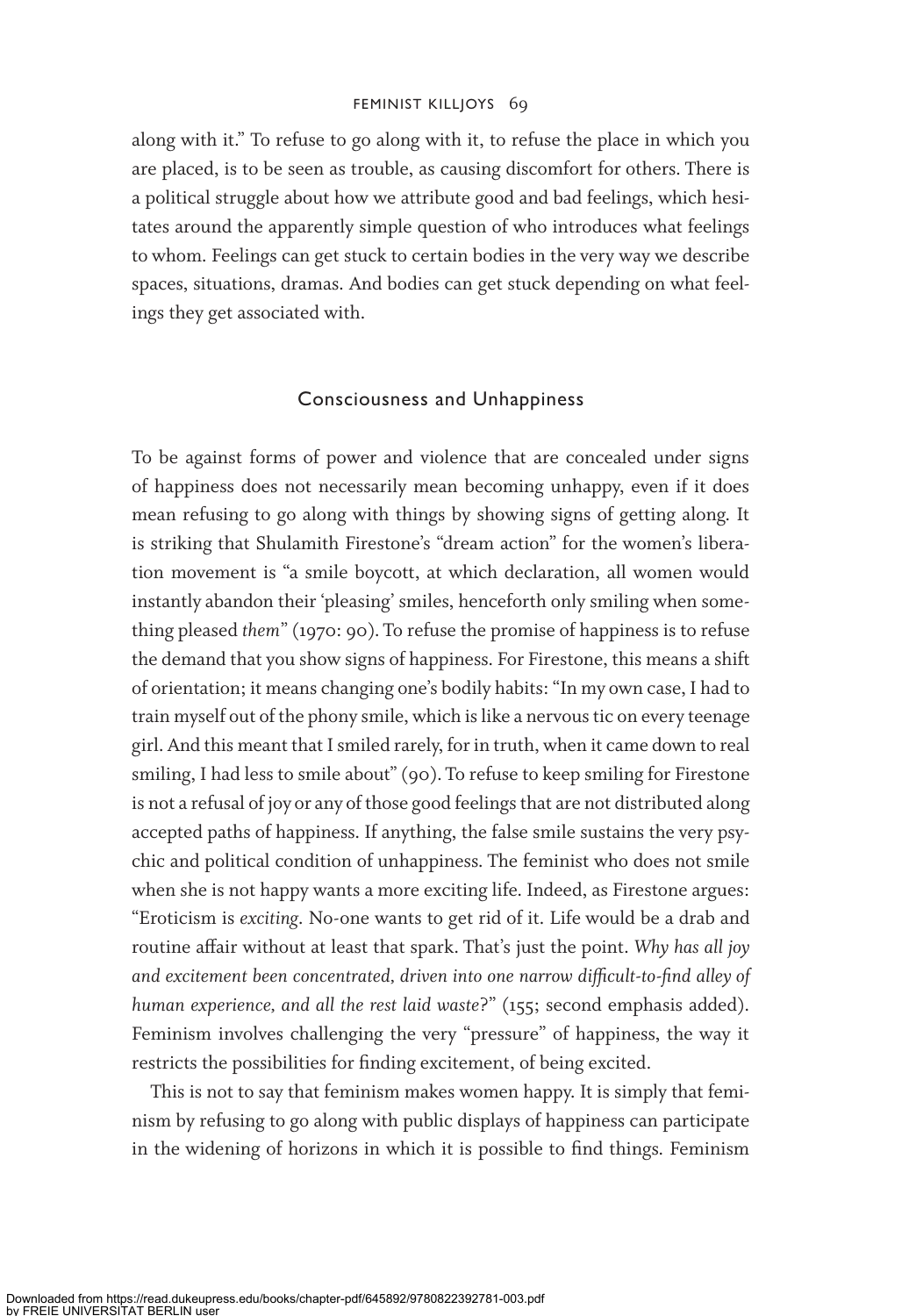along with it." To refuse to go along with it, to refuse the place in which you are placed, is to be seen as trouble, as causing discomfort for others. There is a political struggle about how we attribute good and bad feelings, which hesitates around the apparently simple question of who introduces what feelings to whom. Feelings can get stuck to certain bodies in the very way we describe spaces, situations, dramas. And bodies can get stuck depending on what feelings they get associated with.

## Consciousness and Unhappiness

To be against forms of power and violence that are concealed under signs of happiness does not necessarily mean becoming unhappy, even if it does mean refusing to go along with things by showing signs of getting along. It is striking that Shulamith Firestone's "dream action" for the women's liberation movement is "a smile boycott, at which declaration, all women would instantly abandon their 'pleasing' smiles, henceforth only smiling when something pleased *them*" (1970: 90). To refuse the promise of happiness is to refuse the demand that you show signs of happiness. For Firestone, this means a shift of orientation; it means changing one's bodily habits: "In my own case, I had to train myself out of the phony smile, which is like a nervous tic on every teenage girl. And this meant that I smiled rarely, for in truth, when it came down to real smiling, I had less to smile about" (90). To refuse to keep smiling for Firestone is not a refusal of joy or any of those good feelings that are not distributed along accepted paths of happiness. If anything, the false smile sustains the very psychic and political condition of unhappiness. The feminist who does not smile when she is not happy wants a more exciting life. Indeed, as Firestone argues: "Eroticism is *exciting*. No-one wants to get rid of it. Life would be a drab and routine affair without at least that spark. That's just the point. *Why has all joy and excitement been concentrated, driven into one narrow difficult-to-find alley of human experience, and all the rest laid waste?*" (155; second emphasis added). Feminism involves challenging the very "pressure" of happiness, the way it restricts the possibilities for finding excitement, of being excited.

This is not to say that feminism makes women happy. It is simply that feminism by refusing to go along with public displays of happiness can participate in the widening of horizons in which it is possible to find things. Feminism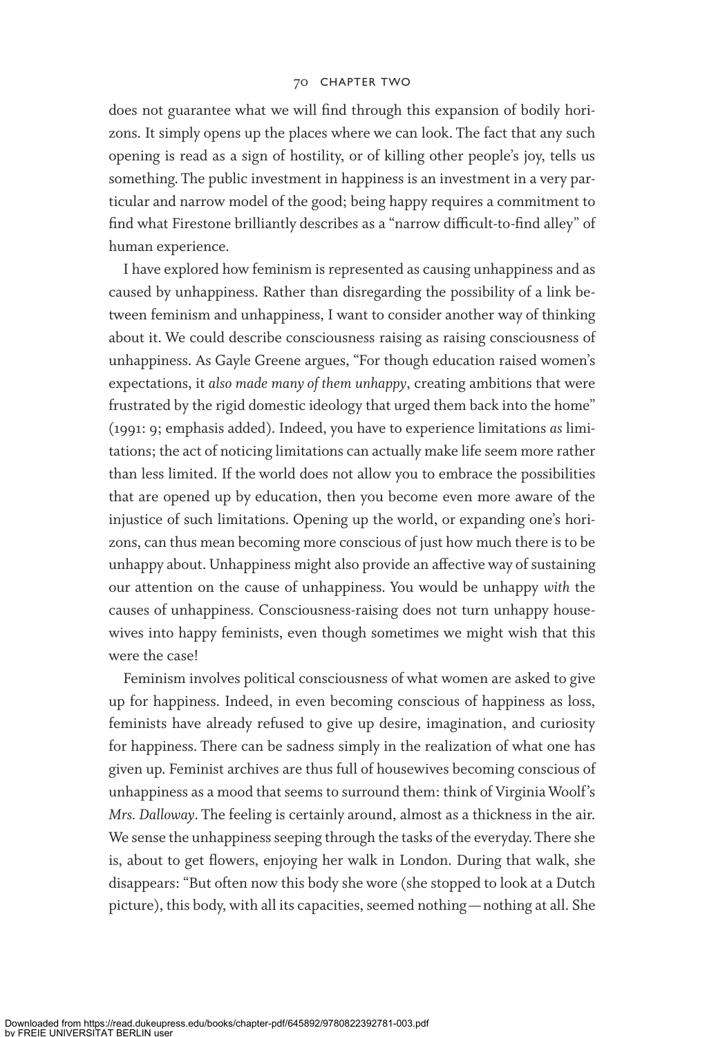does not guarantee what we will find through this expansion of bodily horizons. It simply opens up the places where we can look. The fact that any such opening is read as a sign of hostility, or of killing other people's joy, tells us something. The public investment in happiness is an investment in a very particular and narrow model of the good; being happy requires a commitment to find what Firestone brilliantly describes as a "narrow difficult-to-find alley" of human experience.

I have explored how feminism is represented as causing unhappiness and as caused by unhappiness. Rather than disregarding the possibility of a link between feminism and unhappiness, I want to consider another way of thinking about it. We could describe consciousness raising as raising consciousness of unhappiness. As Gayle Greene argues, "For though education raised women's expectations, it *also made many of them unhappy*, creating ambitions that were frustrated by the rigid domestic ideology that urged them back into the home" (1991: 9; emphasis added). Indeed, you have to experience limitations *as* limitations; the act of noticing limitations can actually make life seem more rather than less limited. If the world does not allow you to embrace the possibilities that are opened up by education, then you become even more aware of the injustice of such limitations. Opening up the world, or expanding one's horizons, can thus mean becoming more conscious of just how much there is to be unhappy about. Unhappiness might also provide an affective way of sustaining our attention on the cause of unhappiness. You would be unhappy *with* the causes of unhappiness. Consciousness-raising does not turn unhappy housewives into happy feminists, even though sometimes we might wish that this were the case!

Feminism involves political consciousness of what women are asked to give up for happiness. Indeed, in even becoming conscious of happiness as loss, feminists have already refused to give up desire, imagination, and curiosity for happiness. There can be sadness simply in the realization of what one has given up. Feminist archives are thus full of housewives becoming conscious of unhappiness as a mood that seems to surround them: think of Virginia Woolf's *Mrs. Dalloway*. The feeling is certainly around, almost as a thickness in the air. We sense the unhappiness seeping through the tasks of the everyday. There she is, about to get flowers, enjoying her walk in London. During that walk, she disappears: "But often now this body she wore (she stopped to look at a Dutch picture), this body, with all its capacities, seemed nothing—nothing at all. She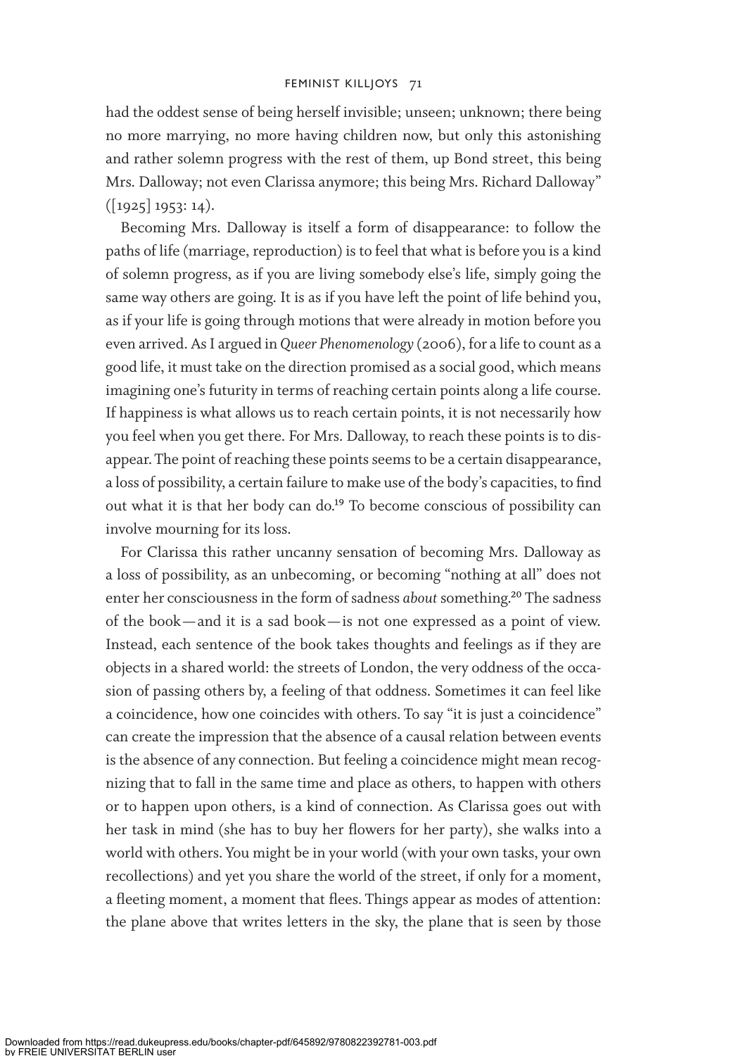had the oddest sense of being herself invisible; unseen; unknown; there being no more marrying, no more having children now, but only this astonishing and rather solemn progress with the rest of them, up Bond street, this being Mrs. Dalloway; not even Clarissa anymore; this being Mrs. Richard Dalloway" ([1925] 1953: 14).

Becoming Mrs. Dalloway is itself a form of disappearance: to follow the paths of life (marriage, reproduction) is to feel that what is before you is a kind of solemn progress, as if you are living somebody else's life, simply going the same way others are going. It is as if you have left the point of life behind you, as if your life is going through motions that were already in motion before you even arrived. As I argued in *Queer Phenomenology* (2006), for a life to count as a good life, it must take on the direction promised as a social good, which means imagining one's futurity in terms of reaching certain points along a life course. If happiness is what allows us to reach certain points, it is not necessarily how you feel when you get there. For Mrs. Dalloway, to reach these points is to disappear. The point of reaching these points seems to be a certain disappearance, a loss of possibility, a certain failure to make use of the body's capacities, to find out what it is that her body can do.[19] To become conscious of possibility can involve mourning for its loss.

For Clarissa this rather uncanny sensation of becoming Mrs. Dalloway as a loss of possibility, as an unbecoming, or becoming "nothing at all" does not enter her consciousness in the form of sadness *about* something.[20] The sadness of the book—and it is a sad book—is not one expressed as a point of view. Instead, each sentence of the book takes thoughts and feelings as if they are objects in a shared world: the streets of London, the very oddness of the occasion of passing others by, a feeling of that oddness. Sometimes it can feel like a coincidence, how one coincides with others. To say "it is just a coincidence" can create the impression that the absence of a causal relation between events is the absence of any connection. But feeling a coincidence might mean recognizing that to fall in the same time and place as others, to happen with others or to happen upon others, is a kind of connection. As Clarissa goes out with her task in mind (she has to buy her flowers for her party), she walks into a world with others. You might be in your world (with your own tasks, your own recollections) and yet you share the world of the street, if only for a moment, a fleeting moment, a moment that flees. Things appear as modes of attention: the plane above that writes letters in the sky, the plane that is seen by those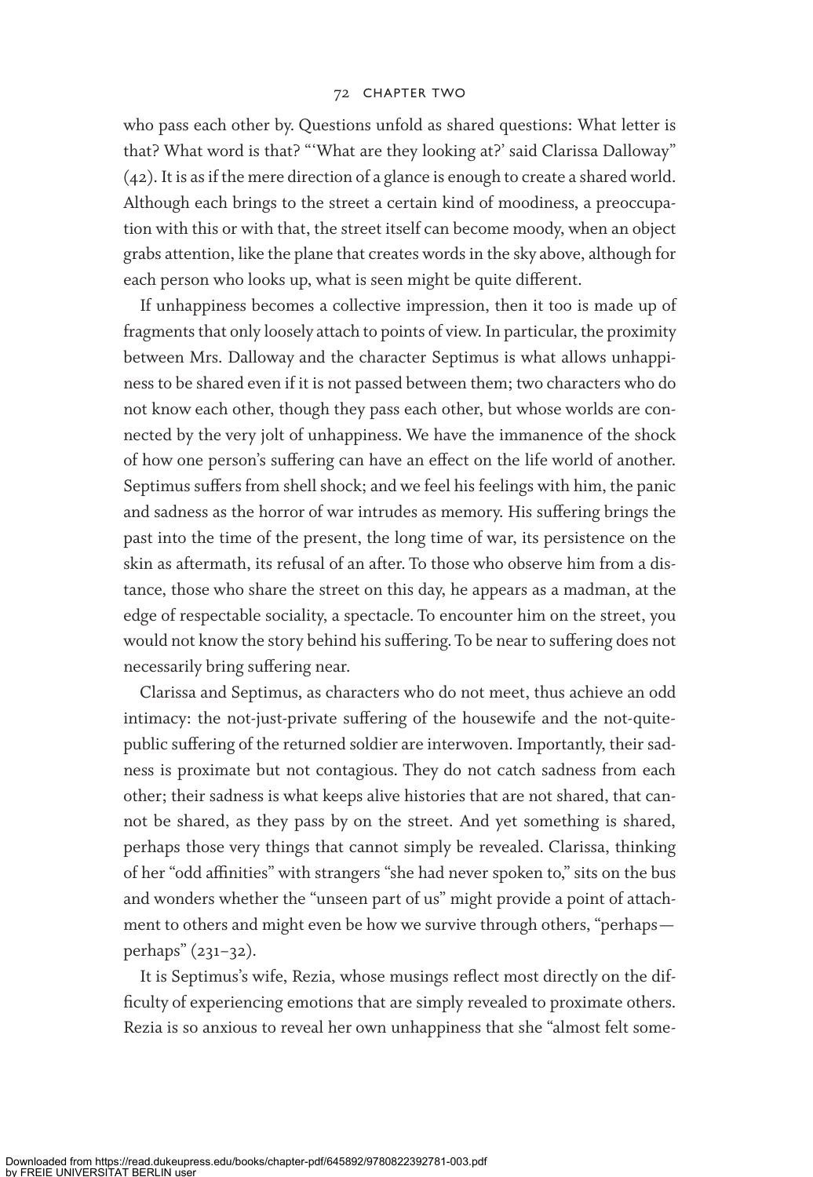who pass each other by. Questions unfold as shared questions: What letter is that? What word is that? "'What are they looking at?' said Clarissa Dalloway" (42). It is as if the mere direction of a glance is enough to create a shared world. Although each brings to the street a certain kind of moodiness, a preoccupation with this or with that, the street itself can become moody, when an object grabs attention, like the plane that creates words in the sky above, although for each person who looks up, what is seen might be quite different.

If unhappiness becomes a collective impression, then it too is made up of fragments that only loosely attach to points of view. In particular, the proximity between Mrs. Dalloway and the character Septimus is what allows unhappiness to be shared even if it is not passed between them; two characters who do not know each other, though they pass each other, but whose worlds are connected by the very jolt of unhappiness. We have the immanence of the shock of how one person's suffering can have an effect on the life world of another. Septimus suffers from shell shock; and we feel his feelings with him, the panic and sadness as the horror of war intrudes as memory. His suffering brings the past into the time of the present, the long time of war, its persistence on the skin as aftermath, its refusal of an after. To those who observe him from a distance, those who share the street on this day, he appears as a madman, at the edge of respectable sociality, a spectacle. To encounter him on the street, you would not know the story behind his suffering. To be near to suffering does not necessarily bring suffering near.

Clarissa and Septimus, as characters who do not meet, thus achieve an odd intimacy: the not-just-private suffering of the housewife and the not-quite-public suffering of the returned soldier are interwoven. Importantly, their sadness is proximate but not contagious. They do not catch sadness from each other; their sadness is what keeps alive histories that are not shared, that cannot be shared, as they pass by on the street. And yet something is shared, perhaps those very things that cannot simply be revealed. Clarissa, thinking of her "odd affinities" with strangers "she had never spoken to," sits on the bus and wonders whether the "unseen part of us" might provide a point of attachment to others and might even be how we survive through others, "perhaps—perhaps" (231–32).

It is Septimus's wife, Rezia, whose musings reflect most directly on the difficulty of experiencing emotions that are simply revealed to proximate others. Rezia is so anxious to reveal her own unhappiness that she "almost felt some-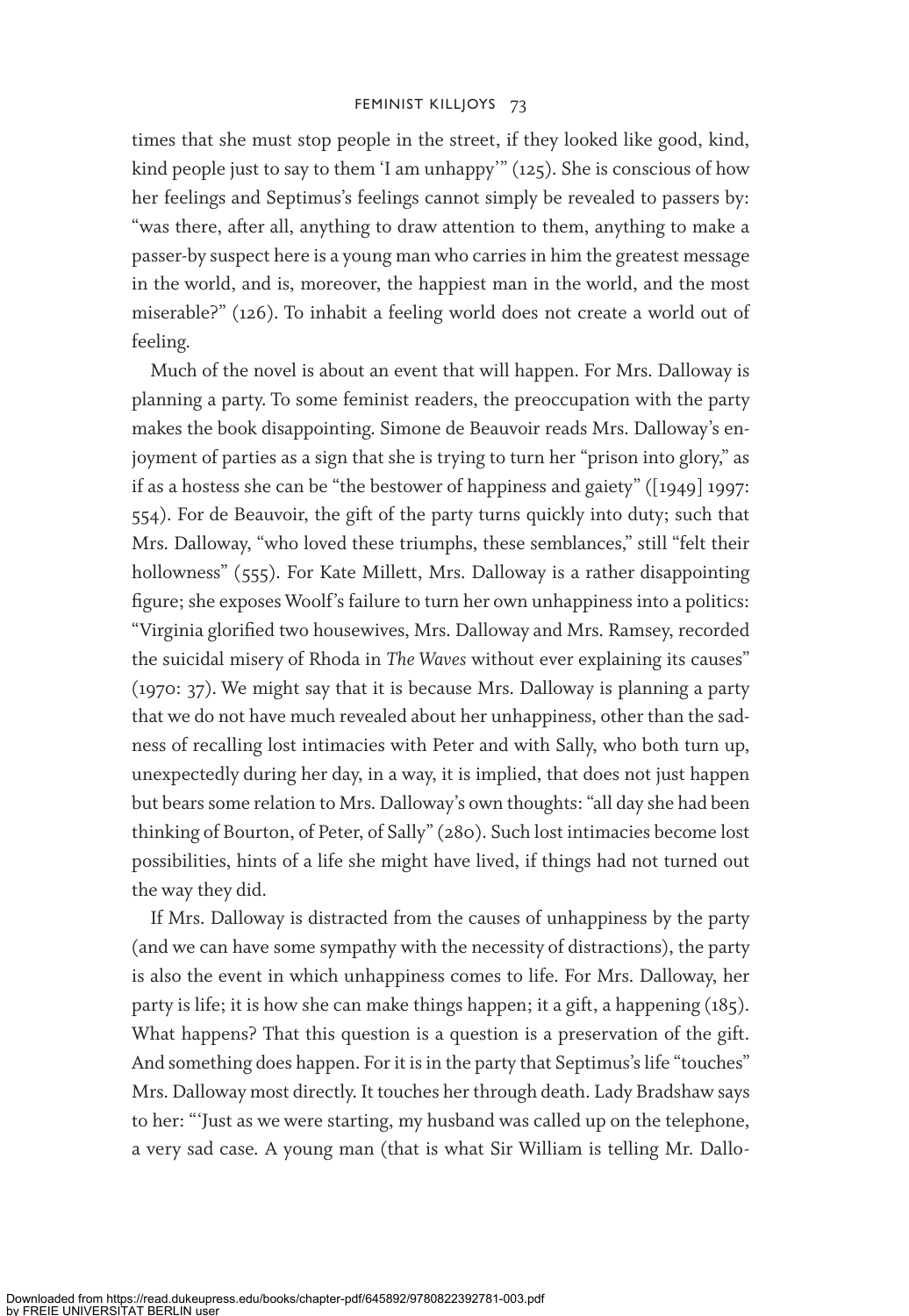times that she must stop people in the street, if they looked like good, kind, kind people just to say to them 'I am unhappy'" (125). She is conscious of how her feelings and Septimus's feelings cannot simply be revealed to passers by: "was there, after all, anything to draw attention to them, anything to make a passer-by suspect here is a young man who carries in him the greatest message in the world, and is, moreover, the happiest man in the world, and the most miserable?" (126). To inhabit a feeling world does not create a world out of feeling.

Much of the novel is about an event that will happen. For Mrs. Dalloway is planning a party. To some feminist readers, the preoccupation with the party makes the book disappointing. Simone de Beauvoir reads Mrs. Dalloway's enjoyment of parties as a sign that she is trying to turn her "prison into glory," as if as a hostess she can be "the bestower of happiness and gaiety" ([1949] 1997: 554). For de Beauvoir, the gift of the party turns quickly into duty; such that Mrs. Dalloway, "who loved these triumphs, these semblances," still "felt their hollowness" (555). For Kate Millett, Mrs. Dalloway is a rather disappointing figure; she exposes Woolf's failure to turn her own unhappiness into a politics: "Virginia glorified two housewives, Mrs. Dalloway and Mrs. Ramsey, recorded the suicidal misery of Rhoda in *The Waves* without ever explaining its causes" (1970: 37). We might say that it is because Mrs. Dalloway is planning a party that we do not have much revealed about her unhappiness, other than the sadness of recalling lost intimacies with Peter and with Sally, who both turn up, unexpectedly during her day, in a way, it is implied, that does not just happen but bears some relation to Mrs. Dalloway's own thoughts: "all day she had been thinking of Bourton, of Peter, of Sally" (280). Such lost intimacies become lost possibilities, hints of a life she might have lived, if things had not turned out the way they did.

If Mrs. Dalloway is distracted from the causes of unhappiness by the party (and we can have some sympathy with the necessity of distractions), the party is also the event in which unhappiness comes to life. For Mrs. Dalloway, her party is life; it is how she can make things happen; it a gift, a happening (185). What happens? That this question is a question is a preservation of the gift. And something does happen. For it is in the party that Septimus's life "touches" Mrs. Dalloway most directly. It touches her through death. Lady Bradshaw says to her: "'Just as we were starting, my husband was called up on the telephone, a very sad case. A young man (that is what Sir William is telling Mr. Dallo-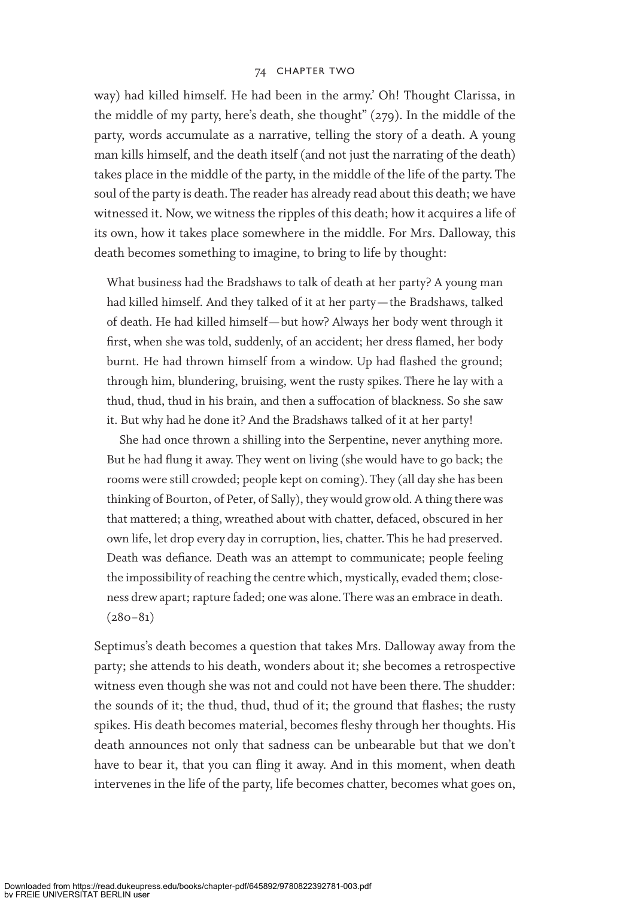way) had killed himself. He had been in the army.' Oh! Thought Clarissa, in the middle of my party, here's death, she thought" (279). In the middle of the party, words accumulate as a narrative, telling the story of a death. A young man kills himself, and the death itself (and not just the narrating of the death) takes place in the middle of the party, in the middle of the life of the party. The soul of the party is death. The reader has already read about this death; we have witnessed it. Now, we witness the ripples of this death; how it acquires a life of its own, how it takes place somewhere in the middle. For Mrs. Dalloway, this death becomes something to imagine, to bring to life by thought:

> What business had the Bradshaws to talk of death at her party? A young man had killed himself. And they talked of it at her party—the Bradshaws, talked of death. He had killed himself—but how? Always her body went through it first, when she was told, suddenly, of an accident; her dress flamed, her body burnt. He had thrown himself from a window. Up had flashed the ground; through him, blundering, bruising, went the rusty spikes. There he lay with a thud, thud, thud in his brain, and then a suffocation of blackness. So she saw it. But why had he done it? And the Bradshaws talked of it at her party!
>
> She had once thrown a shilling into the Serpentine, never anything more. But he had flung it away. They went on living (she would have to go back; the rooms were still crowded; people kept on coming). They (all day she has been thinking of Bourton, of Peter, of Sally), they would grow old. A thing there was that mattered; a thing, wreathed about with chatter, defaced, obscured in her own life, let drop every day in corruption, lies, chatter. This he had preserved. Death was defiance. Death was an attempt to communicate; people feeling the impossibility of reaching the centre which, mystically, evaded them; closeness drew apart; rapture faded; one was alone. There was an embrace in death. (280–81)

Septimus's death becomes a question that takes Mrs. Dalloway away from the party; she attends to his death, wonders about it; she becomes a retrospective witness even though she was not and could not have been there. The shudder: the sounds of it; the thud, thud, thud of it; the ground that flashes; the rusty spikes. His death becomes material, becomes fleshy through her thoughts. His death announces not only that sadness can be unbearable but that we don't have to bear it, that you can fling it away. And in this moment, when death intervenes in the life of the party, life becomes chatter, becomes what goes on,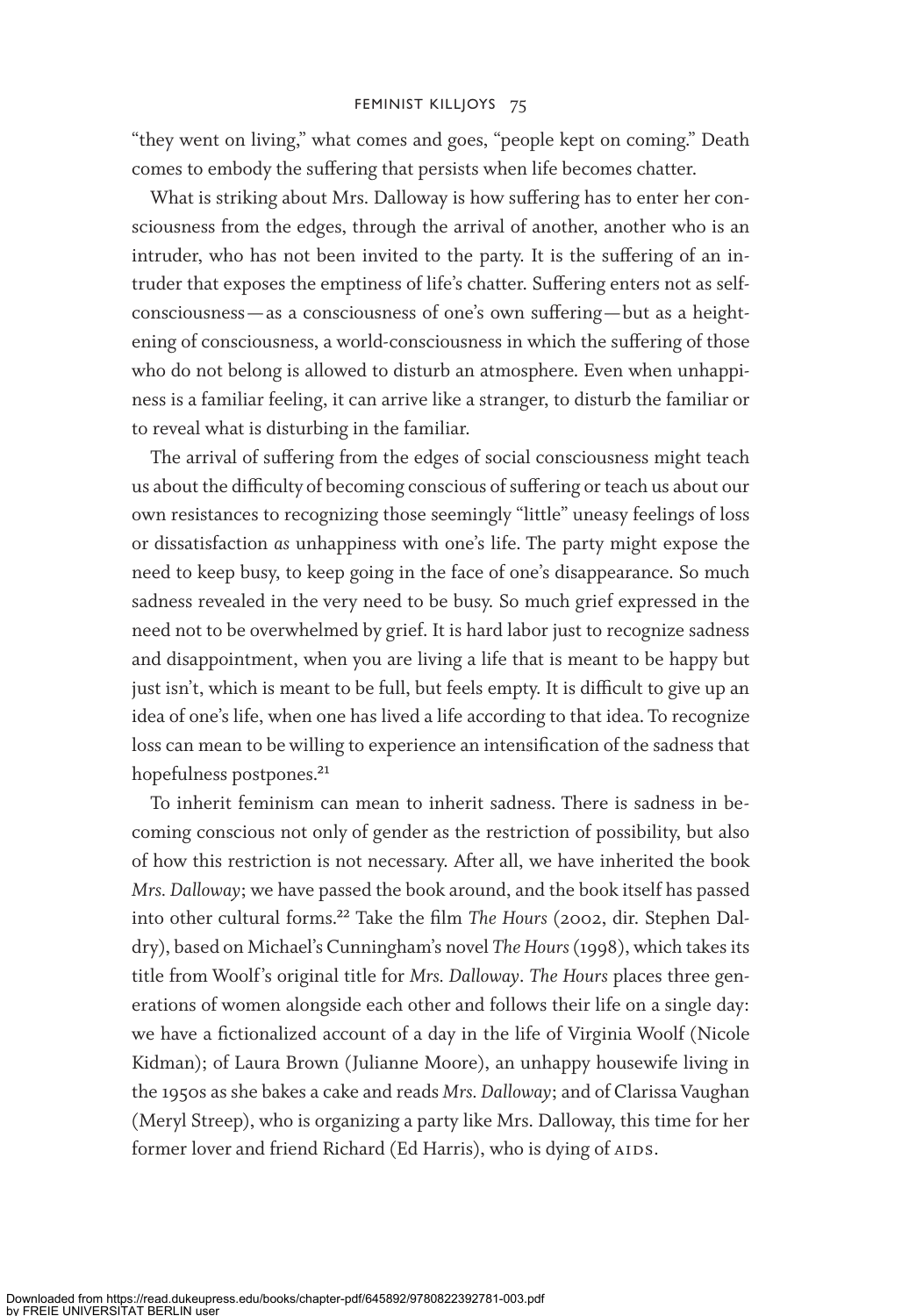"they went on living," what comes and goes, "people kept on coming." Death comes to embody the suffering that persists when life becomes chatter.

What is striking about Mrs. Dalloway is how suffering has to enter her consciousness from the edges, through the arrival of another, another who is an intruder, who has not been invited to the party. It is the suffering of an intruder that exposes the emptiness of life's chatter. Suffering enters not as self-consciousness—as a consciousness of one's own suffering—but as a heightening of consciousness, a world-consciousness in which the suffering of those who do not belong is allowed to disturb an atmosphere. Even when unhappiness is a familiar feeling, it can arrive like a stranger, to disturb the familiar or to reveal what is disturbing in the familiar.

The arrival of suffering from the edges of social consciousness might teach us about the difficulty of becoming conscious of suffering or teach us about our own resistances to recognizing those seemingly "little" uneasy feelings of loss or dissatisfaction *as* unhappiness with one's life. The party might expose the need to keep busy, to keep going in the face of one's disappearance. So much sadness revealed in the very need to be busy. So much grief expressed in the need not to be overwhelmed by grief. It is hard labor just to recognize sadness and disappointment, when you are living a life that is meant to be happy but just isn't, which is meant to be full, but feels empty. It is difficult to give up an idea of one's life, when one has lived a life according to that idea. To recognize loss can mean to be willing to experience an intensification of the sadness that hopefulness postpones.[21]

To inherit feminism can mean to inherit sadness. There is sadness in becoming conscious not only of gender as the restriction of possibility, but also of how this restriction is not necessary. After all, we have inherited the book *Mrs. Dalloway*; we have passed the book around, and the book itself has passed into other cultural forms.[22] Take the film *The Hours* (2002, dir. Stephen Daldry), based on Michael's Cunningham's novel *The Hours* (1998), which takes its title from Woolf's original title for *Mrs. Dalloway*. *The Hours* places three generations of women alongside each other and follows their life on a single day: we have a fictionalized account of a day in the life of Virginia Woolf (Nicole Kidman); of Laura Brown (Julianne Moore), an unhappy housewife living in the 1950s as she bakes a cake and reads *Mrs. Dalloway*; and of Clarissa Vaughan (Meryl Streep), who is organizing a party like Mrs. Dalloway, this time for her former lover and friend Richard (Ed Harris), who is dying of AIDS.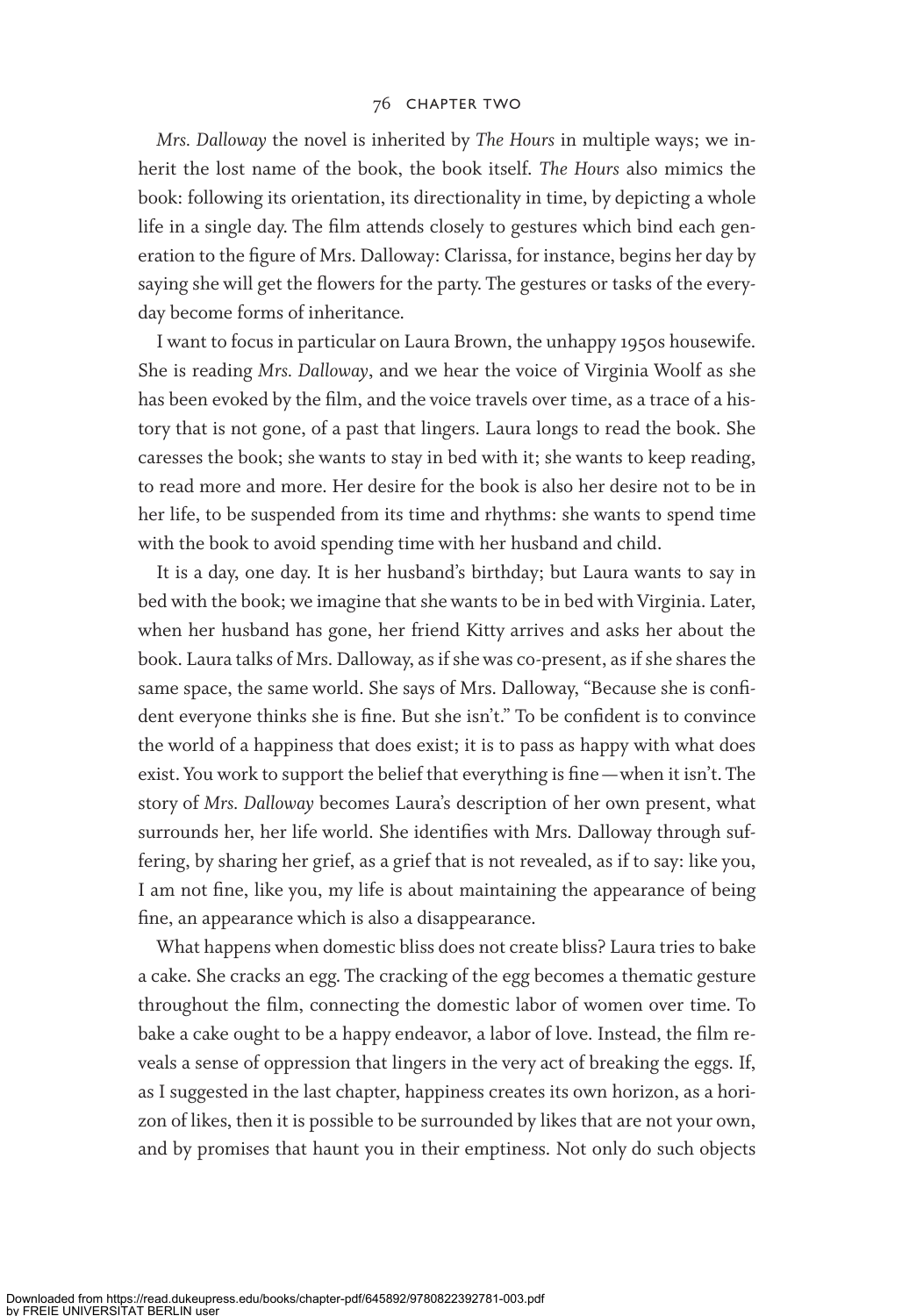*Mrs. Dalloway* the novel is inherited by *The Hours* in multiple ways; we inherit the lost name of the book, the book itself. *The Hours* also mimics the book: following its orientation, its directionality in time, by depicting a whole life in a single day. The film attends closely to gestures which bind each generation to the figure of Mrs. Dalloway: Clarissa, for instance, begins her day by saying she will get the flowers for the party. The gestures or tasks of the everyday become forms of inheritance.

I want to focus in particular on Laura Brown, the unhappy 1950s housewife. She is reading *Mrs. Dalloway*, and we hear the voice of Virginia Woolf as she has been evoked by the film, and the voice travels over time, as a trace of a history that is not gone, of a past that lingers. Laura longs to read the book. She caresses the book; she wants to stay in bed with it; she wants to keep reading, to read more and more. Her desire for the book is also her desire not to be in her life, to be suspended from its time and rhythms: she wants to spend time with the book to avoid spending time with her husband and child.

It is a day, one day. It is her husband's birthday; but Laura wants to say in bed with the book; we imagine that she wants to be in bed with Virginia. Later, when her husband has gone, her friend Kitty arrives and asks her about the book. Laura talks of Mrs. Dalloway, as if she was co-present, as if she shares the same space, the same world. She says of Mrs. Dalloway, "Because she is confident everyone thinks she is fine. But she isn't." To be confident is to convince the world of a happiness that does exist; it is to pass as happy with what does exist. You work to support the belief that everything is fine—when it isn't. The story of *Mrs. Dalloway* becomes Laura's description of her own present, what surrounds her, her life world. She identifies with Mrs. Dalloway through suffering, by sharing her grief, as a grief that is not revealed, as if to say: like you, I am not fine, like you, my life is about maintaining the appearance of being fine, an appearance which is also a disappearance.

What happens when domestic bliss does not create bliss? Laura tries to bake a cake. She cracks an egg. The cracking of the egg becomes a thematic gesture throughout the film, connecting the domestic labor of women over time. To bake a cake ought to be a happy endeavor, a labor of love. Instead, the film reveals a sense of oppression that lingers in the very act of breaking the eggs. If, as I suggested in the last chapter, happiness creates its own horizon, as a horizon of likes, then it is possible to be surrounded by likes that are not your own, and by promises that haunt you in their emptiness. Not only do such objects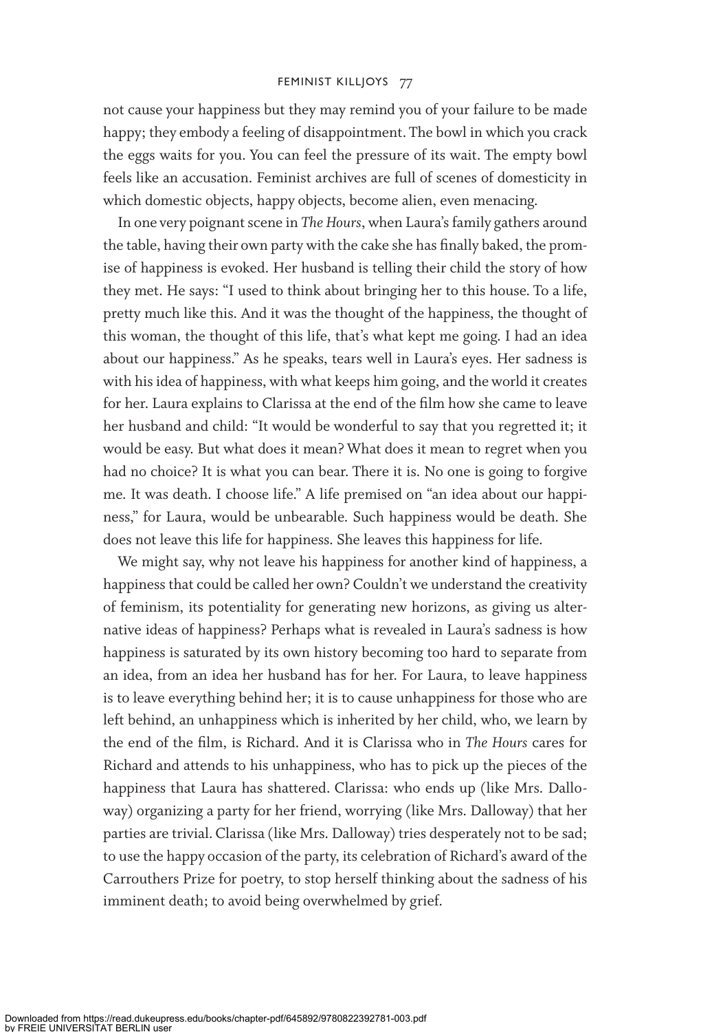not cause your happiness but they may remind you of your failure to be made happy; they embody a feeling of disappointment. The bowl in which you crack the eggs waits for you. You can feel the pressure of its wait. The empty bowl feels like an accusation. Feminist archives are full of scenes of domesticity in which domestic objects, happy objects, become alien, even menacing.

In one very poignant scene in *The Hours*, when Laura's family gathers around the table, having their own party with the cake she has finally baked, the promise of happiness is evoked. Her husband is telling their child the story of how they met. He says: "I used to think about bringing her to this house. To a life, pretty much like this. And it was the thought of the happiness, the thought of this woman, the thought of this life, that's what kept me going. I had an idea about our happiness." As he speaks, tears well in Laura's eyes. Her sadness is with his idea of happiness, with what keeps him going, and the world it creates for her. Laura explains to Clarissa at the end of the film how she came to leave her husband and child: "It would be wonderful to say that you regretted it; it would be easy. But what does it mean? What does it mean to regret when you had no choice? It is what you can bear. There it is. No one is going to forgive me. It was death. I choose life." A life premised on "an idea about our happiness," for Laura, would be unbearable. Such happiness would be death. She does not leave this life for happiness. She leaves this happiness for life.

We might say, why not leave his happiness for another kind of happiness, a happiness that could be called her own? Couldn't we understand the creativity of feminism, its potentiality for generating new horizons, as giving us alternative ideas of happiness? Perhaps what is revealed in Laura's sadness is how happiness is saturated by its own history becoming too hard to separate from an idea, from an idea her husband has for her. For Laura, to leave happiness is to leave everything behind her; it is to cause unhappiness for those who are left behind, an unhappiness which is inherited by her child, who, we learn by the end of the film, is Richard. And it is Clarissa who in *The Hours* cares for Richard and attends to his unhappiness, who has to pick up the pieces of the happiness that Laura has shattered. Clarissa: who ends up (like Mrs. Dalloway) organizing a party for her friend, worrying (like Mrs. Dalloway) that her parties are trivial. Clarissa (like Mrs. Dalloway) tries desperately not to be sad; to use the happy occasion of the party, its celebration of Richard's award of the Carrouthers Prize for poetry, to stop herself thinking about the sadness of his imminent death; to avoid being overwhelmed by grief.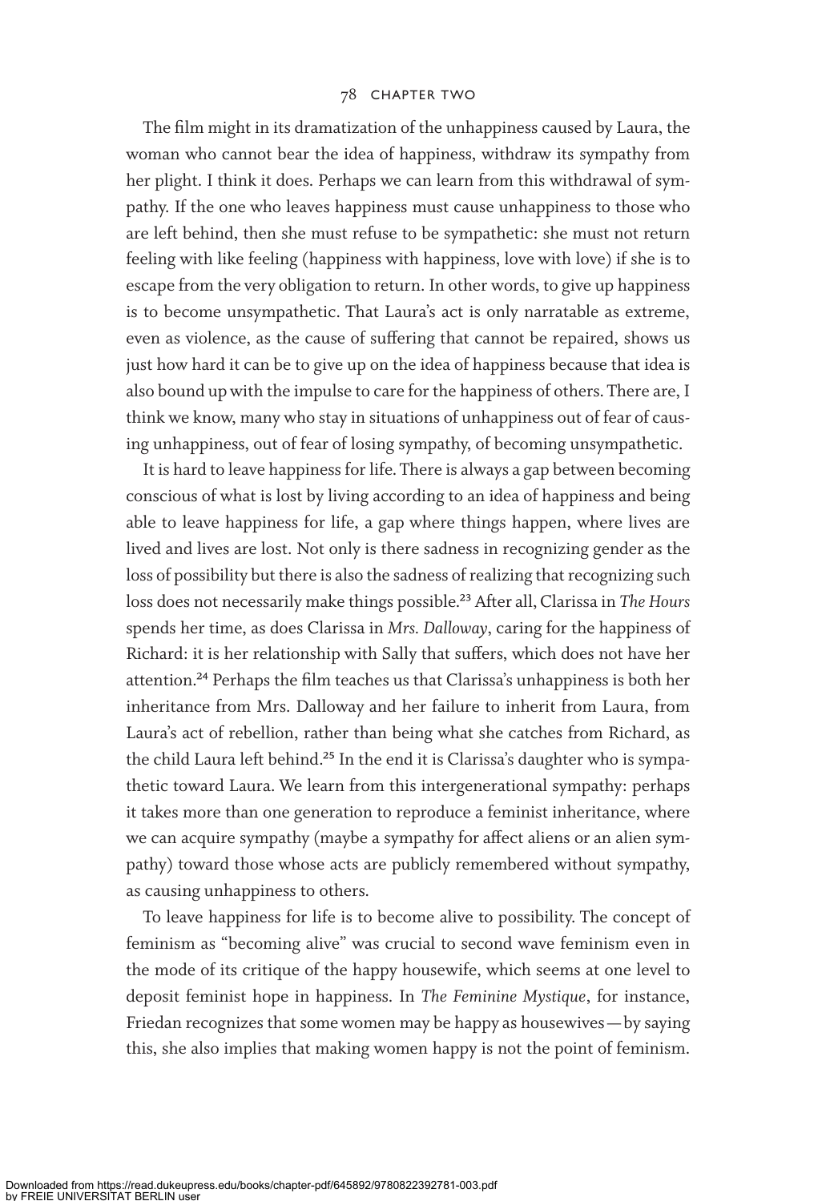The film might in its dramatization of the unhappiness caused by Laura, the woman who cannot bear the idea of happiness, withdraw its sympathy from her plight. I think it does. Perhaps we can learn from this withdrawal of sympathy. If the one who leaves happiness must cause unhappiness to those who are left behind, then she must refuse to be sympathetic: she must not return feeling with like feeling (happiness with happiness, love with love) if she is to escape from the very obligation to return. In other words, to give up happiness is to become unsympathetic. That Laura's act is only narratable as extreme, even as violence, as the cause of suffering that cannot be repaired, shows us just how hard it can be to give up on the idea of happiness because that idea is also bound up with the impulse to care for the happiness of others. There are, I think we know, many who stay in situations of unhappiness out of fear of causing unhappiness, out of fear of losing sympathy, of becoming unsympathetic.

It is hard to leave happiness for life. There is always a gap between becoming conscious of what is lost by living according to an idea of happiness and being able to leave happiness for life, a gap where things happen, where lives are lived and lives are lost. Not only is there sadness in recognizing gender as the loss of possibility but there is also the sadness of realizing that recognizing such loss does not necessarily make things possible.[23] After all, Clarissa in *The Hours* spends her time, as does Clarissa in *Mrs. Dalloway*, caring for the happiness of Richard: it is her relationship with Sally that suffers, which does not have her attention.[24] Perhaps the film teaches us that Clarissa's unhappiness is both her inheritance from Mrs. Dalloway and her failure to inherit from Laura, from Laura's act of rebellion, rather than being what she catches from Richard, as the child Laura left behind.[25] In the end it is Clarissa's daughter who is sympathetic toward Laura. We learn from this intergenerational sympathy: perhaps it takes more than one generation to reproduce a feminist inheritance, where we can acquire sympathy (maybe a sympathy for affect aliens or an alien sympathy) toward those whose acts are publicly remembered without sympathy, as causing unhappiness to others.

To leave happiness for life is to become alive to possibility. The concept of feminism as "becoming alive" was crucial to second wave feminism even in the mode of its critique of the happy housewife, which seems at one level to deposit feminist hope in happiness. In *The Feminine Mystique*, for instance, Friedan recognizes that some women may be happy as housewives—by saying this, she also implies that making women happy is not the point of feminism.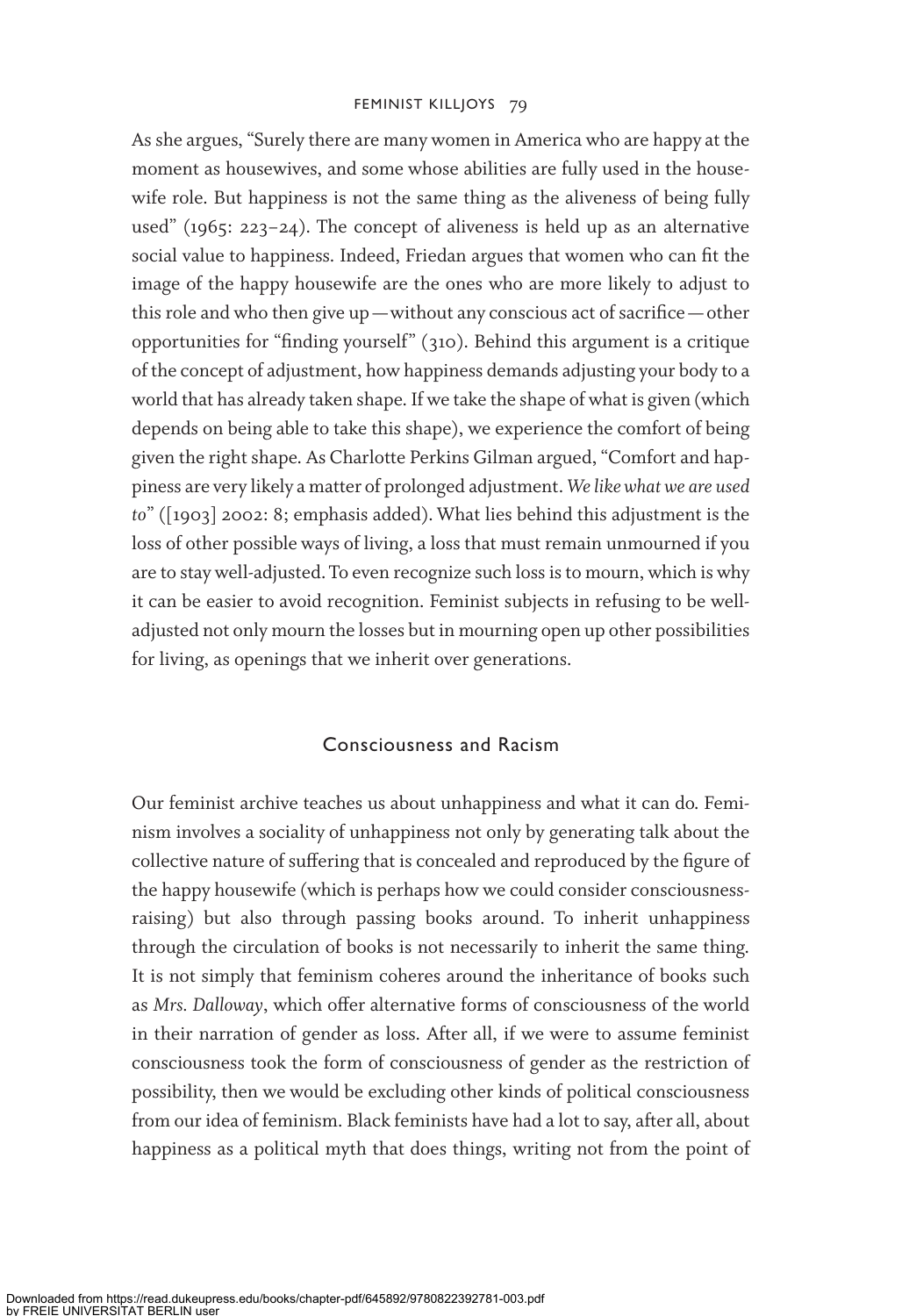As she argues, "Surely there are many women in America who are happy at the moment as housewives, and some whose abilities are fully used in the housewife role. But happiness is not the same thing as the aliveness of being fully used" (1965: 223–24). The concept of aliveness is held up as an alternative social value to happiness. Indeed, Friedan argues that women who can fit the image of the happy housewife are the ones who are more likely to adjust to this role and who then give up—without any conscious act of sacrifice—other opportunities for "finding yourself" (310). Behind this argument is a critique of the concept of adjustment, how happiness demands adjusting your body to a world that has already taken shape. If we take the shape of what is given (which depends on being able to take this shape), we experience the comfort of being given the right shape. As Charlotte Perkins Gilman argued, "Comfort and happiness are very likely a matter of prolonged adjustment. *We like what we are used to*" ([1903] 2002: 8; emphasis added). What lies behind this adjustment is the loss of other possible ways of living, a loss that must remain unmourned if you are to stay well-adjusted. To even recognize such loss is to mourn, which is why it can be easier to avoid recognition. Feminist subjects in refusing to be well-adjusted not only mourn the losses but in mourning open up other possibilities for living, as openings that we inherit over generations.

## Consciousness and Racism

Our feminist archive teaches us about unhappiness and what it can do. Feminism involves a sociality of unhappiness not only by generating talk about the collective nature of suffering that is concealed and reproduced by the figure of the happy housewife (which is perhaps how we could consider consciousness-raising) but also through passing books around. To inherit unhappiness through the circulation of books is not necessarily to inherit the same thing. It is not simply that feminism coheres around the inheritance of books such as *Mrs. Dalloway*, which offer alternative forms of consciousness of the world in their narration of gender as loss. After all, if we were to assume feminist consciousness took the form of consciousness of gender as the restriction of possibility, then we would be excluding other kinds of political consciousness from our idea of feminism. Black feminists have had a lot to say, after all, about happiness as a political myth that does things, writing not from the point of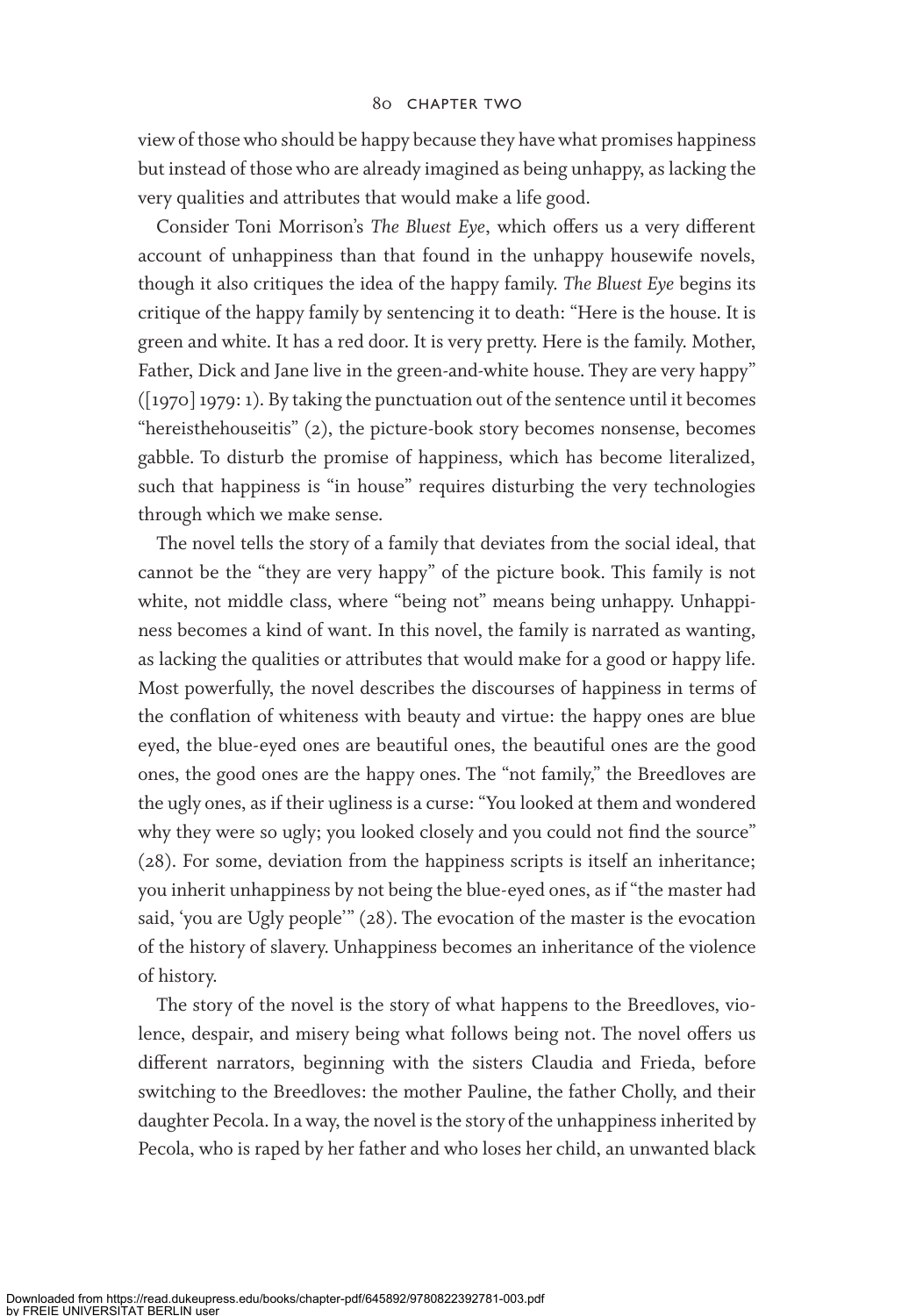view of those who should be happy because they have what promises happiness but instead of those who are already imagined as being unhappy, as lacking the very qualities and attributes that would make a life good.

Consider Toni Morrison's *The Bluest Eye*, which offers us a very different account of unhappiness than that found in the unhappy housewife novels, though it also critiques the idea of the happy family. *The Bluest Eye* begins its critique of the happy family by sentencing it to death: "Here is the house. It is green and white. It has a red door. It is very pretty. Here is the family. Mother, Father, Dick and Jane live in the green-and-white house. They are very happy" ([1970] 1979: 1). By taking the punctuation out of the sentence until it becomes "hereisthehouseitis" (2), the picture-book story becomes nonsense, becomes gabble. To disturb the promise of happiness, which has become literalized, such that happiness is "in house" requires disturbing the very technologies through which we make sense.

The novel tells the story of a family that deviates from the social ideal, that cannot be the "they are very happy" of the picture book. This family is not white, not middle class, where "being not" means being unhappy. Unhappiness becomes a kind of want. In this novel, the family is narrated as wanting, as lacking the qualities or attributes that would make for a good or happy life. Most powerfully, the novel describes the discourses of happiness in terms of the conflation of whiteness with beauty and virtue: the happy ones are blue eyed, the blue-eyed ones are beautiful ones, the beautiful ones are the good ones, the good ones are the happy ones. The "not family," the Breedloves are the ugly ones, as if their ugliness is a curse: "You looked at them and wondered why they were so ugly; you looked closely and you could not find the source" (28). For some, deviation from the happiness scripts is itself an inheritance; you inherit unhappiness by not being the blue-eyed ones, as if "the master had said, 'you are Ugly people'" (28). The evocation of the master is the evocation of the history of slavery. Unhappiness becomes an inheritance of the violence of history.

The story of the novel is the story of what happens to the Breedloves, violence, despair, and misery being what follows being not. The novel offers us different narrators, beginning with the sisters Claudia and Frieda, before switching to the Breedloves: the mother Pauline, the father Cholly, and their daughter Pecola. In a way, the novel is the story of the unhappiness inherited by Pecola, who is raped by her father and who loses her child, an unwanted black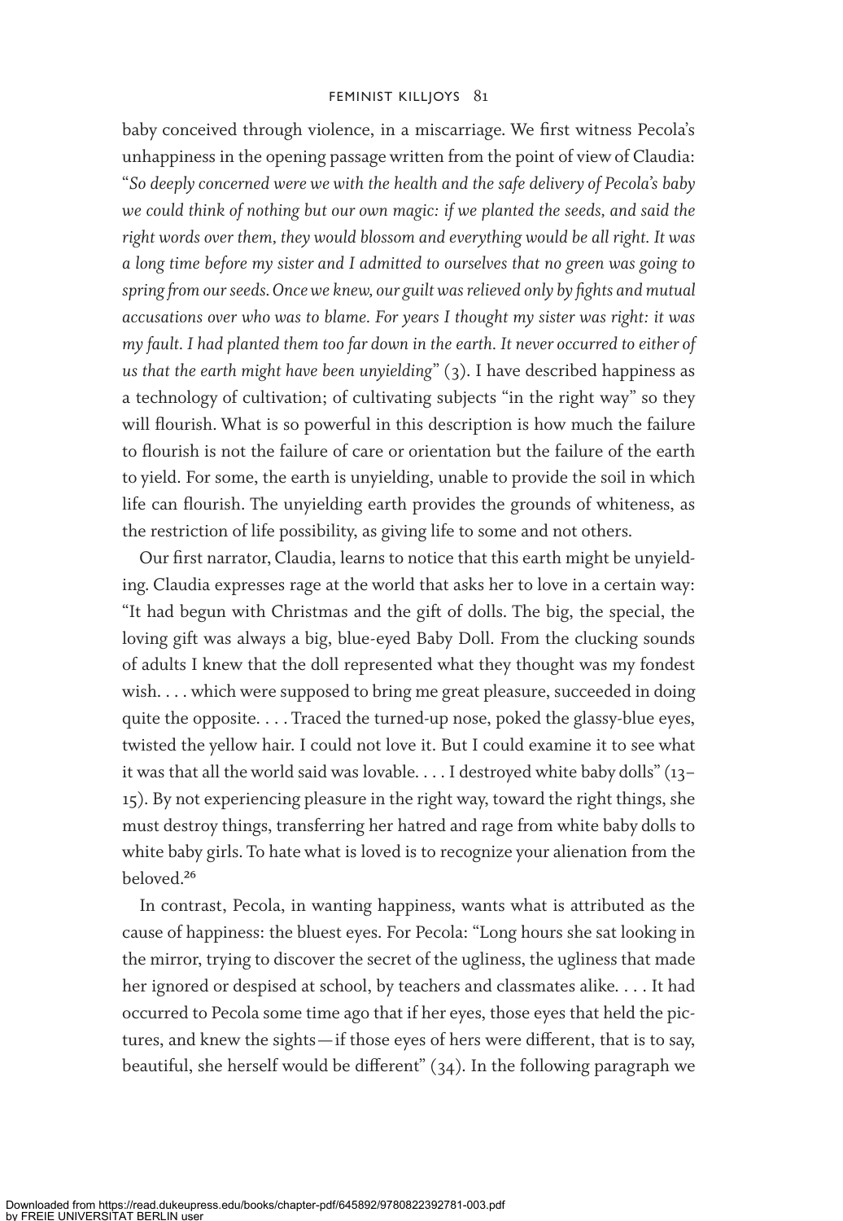baby conceived through violence, in a miscarriage. We first witness Pecola's unhappiness in the opening passage written from the point of view of Claudia: "*So deeply concerned were we with the health and the safe delivery of Pecola's baby we could think of nothing but our own magic: if we planted the seeds, and said the right words over them, they would blossom and everything would be all right. It was a long time before my sister and I admitted to ourselves that no green was going to spring from our seeds. Once we knew, our guilt was relieved only by fights and mutual accusations over who was to blame. For years I thought my sister was right: it was my fault. I had planted them too far down in the earth. It never occurred to either of us that the earth might have been unyielding*" (3). I have described happiness as a technology of cultivation; of cultivating subjects "in the right way" so they will flourish. What is so powerful in this description is how much the failure to flourish is not the failure of care or orientation but the failure of the earth to yield. For some, the earth is unyielding, unable to provide the soil in which life can flourish. The unyielding earth provides the grounds of whiteness, as the restriction of life possibility, as giving life to some and not others.

Our first narrator, Claudia, learns to notice that this earth might be unyielding. Claudia expresses rage at the world that asks her to love in a certain way: "It had begun with Christmas and the gift of dolls. The big, the special, the loving gift was always a big, blue-eyed Baby Doll. From the clucking sounds of adults I knew that the doll represented what they thought was my fondest wish. . . . which were supposed to bring me great pleasure, succeeded in doing quite the opposite. . . . Traced the turned-up nose, poked the glassy-blue eyes, twisted the yellow hair. I could not love it. But I could examine it to see what it was that all the world said was lovable. . . . I destroyed white baby dolls" (13–15). By not experiencing pleasure in the right way, toward the right things, she must destroy things, transferring her hatred and rage from white baby dolls to white baby girls. To hate what is loved is to recognize your alienation from the beloved.[26]

In contrast, Pecola, in wanting happiness, wants what is attributed as the cause of happiness: the bluest eyes. For Pecola: "Long hours she sat looking in the mirror, trying to discover the secret of the ugliness, the ugliness that made her ignored or despised at school, by teachers and classmates alike. . . . It had occurred to Pecola some time ago that if her eyes, those eyes that held the pictures, and knew the sights—if those eyes of hers were different, that is to say, beautiful, she herself would be different" (34). In the following paragraph we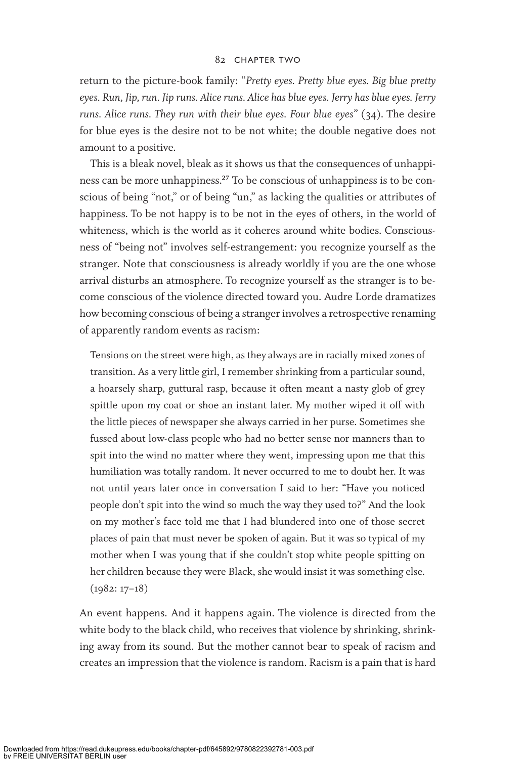return to the picture-book family: "*Pretty eyes. Pretty blue eyes. Big blue pretty eyes. Run, Jip, run. Jip runs. Alice runs. Alice has blue eyes. Jerry has blue eyes. Jerry runs. Alice runs. They run with their blue eyes. Four blue eyes*" (34). The desire for blue eyes is the desire not to be not white; the double negative does not amount to a positive.

This is a bleak novel, bleak as it shows us that the consequences of unhappiness can be more unhappiness.[27] To be conscious of unhappiness is to be conscious of being "not," or of being "un," as lacking the qualities or attributes of happiness. To be not happy is to be not in the eyes of others, in the world of whiteness, which is the world as it coheres around white bodies. Consciousness of "being not" involves self-estrangement: you recognize yourself as the stranger. Note that consciousness is already worldly if you are the one whose arrival disturbs an atmosphere. To recognize yourself as the stranger is to become conscious of the violence directed toward you. Audre Lorde dramatizes how becoming conscious of being a stranger involves a retrospective renaming of apparently random events as racism:

> Tensions on the street were high, as they always are in racially mixed zones of transition. As a very little girl, I remember shrinking from a particular sound, a hoarsely sharp, guttural rasp, because it often meant a nasty glob of grey spittle upon my coat or shoe an instant later. My mother wiped it off with the little pieces of newspaper she always carried in her purse. Sometimes she fussed about low-class people who had no better sense nor manners than to spit into the wind no matter where they went, impressing upon me that this humiliation was totally random. It never occurred to me to doubt her. It was not until years later once in conversation I said to her: "Have you noticed people don't spit into the wind so much the way they used to?" And the look on my mother's face told me that I had blundered into one of those secret places of pain that must never be spoken of again. But it was so typical of my mother when I was young that if she couldn't stop white people spitting on her children because they were Black, she would insist it was something else. (1982: 17–18)

An event happens. And it happens again. The violence is directed from the white body to the black child, who receives that violence by shrinking, shrinking away from its sound. But the mother cannot bear to speak of racism and creates an impression that the violence is random. Racism is a pain that is hard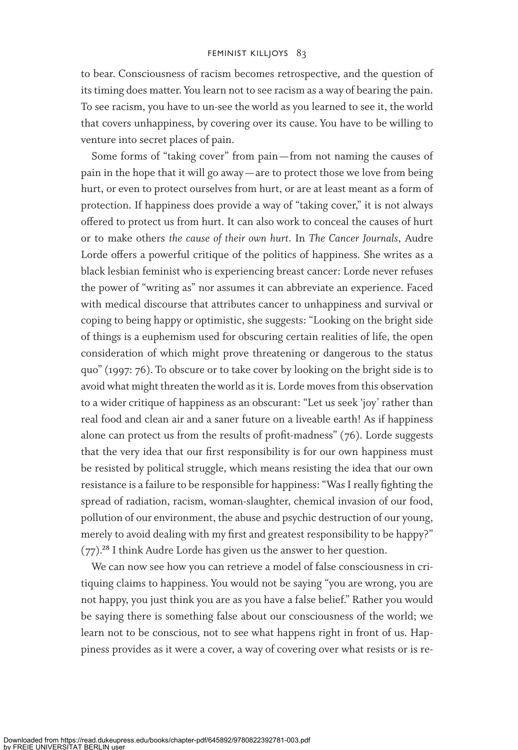to bear. Consciousness of racism becomes retrospective, and the question of its timing does matter. You learn not to see racism as a way of bearing the pain. To see racism, you have to un-see the world as you learned to see it, the world that covers unhappiness, by covering over its cause. You have to be willing to venture into secret places of pain.

Some forms of "taking cover" from pain—from not naming the causes of pain in the hope that it will go away—are to protect those we love from being hurt, or even to protect ourselves from hurt, or are at least meant as a form of protection. If happiness does provide a way of "taking cover," it is not always offered to protect us from hurt. It can also work to conceal the causes of hurt or to make others *the cause of their own hurt*. In *The Cancer Journals*, Audre Lorde offers a powerful critique of the politics of happiness. She writes as a black lesbian feminist who is experiencing breast cancer: Lorde never refuses the power of "writing as" nor assumes it can abbreviate an experience. Faced with medical discourse that attributes cancer to unhappiness and survival or coping to being happy or optimistic, she suggests: "Looking on the bright side of things is a euphemism used for obscuring certain realities of life, the open consideration of which might prove threatening or dangerous to the status quo" (1997: 76). To obscure or to take cover by looking on the bright side is to avoid what might threaten the world as it is. Lorde moves from this observation to a wider critique of happiness as an obscurant: "Let us seek 'joy' rather than real food and clean air and a saner future on a liveable earth! As if happiness alone can protect us from the results of profit-madness" (76). Lorde suggests that the very idea that our first responsibility is for our own happiness must be resisted by political struggle, which means resisting the idea that our own resistance is a failure to be responsible for happiness: "Was I really fighting the spread of radiation, racism, woman-slaughter, chemical invasion of our food, pollution of our environment, the abuse and psychic destruction of our young, merely to avoid dealing with my first and greatest responsibility to be happy?" (77).[28] I think Audre Lorde has given us the answer to her question.

We can now see how you can retrieve a model of false consciousness in critiquing claims to happiness. You would not be saying "you are wrong, you are not happy, you just think you are as you have a false belief." Rather you would be saying there is something false about our consciousness of the world; we learn not to be conscious, not to see what happens right in front of us. Happiness provides as it were a cover, a way of covering over what resists or is re-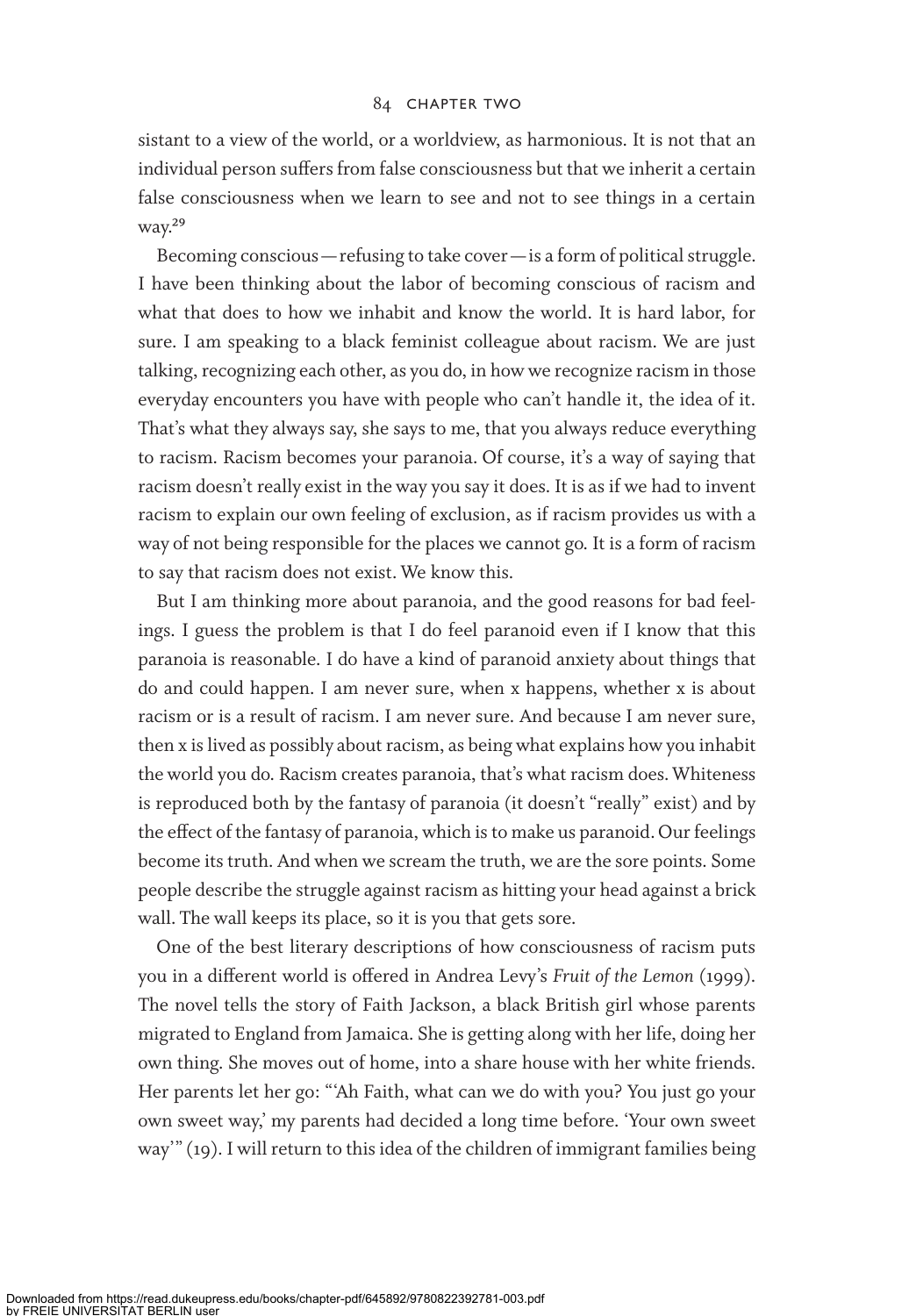sistant to a view of the world, or a worldview, as harmonious. It is not that an individual person suffers from false consciousness but that we inherit a certain false consciousness when we learn to see and not to see things in a certain way.[29]

Becoming conscious—refusing to take cover—is a form of political struggle. I have been thinking about the labor of becoming conscious of racism and what that does to how we inhabit and know the world. It is hard labor, for sure. I am speaking to a black feminist colleague about racism. We are just talking, recognizing each other, as you do, in how we recognize racism in those everyday encounters you have with people who can't handle it, the idea of it. That's what they always say, she says to me, that you always reduce everything to racism. Racism becomes your paranoia. Of course, it's a way of saying that racism doesn't really exist in the way you say it does. It is as if we had to invent racism to explain our own feeling of exclusion, as if racism provides us with a way of not being responsible for the places we cannot go. It is a form of racism to say that racism does not exist. We know this.

But I am thinking more about paranoia, and the good reasons for bad feelings. I guess the problem is that I do feel paranoid even if I know that this paranoia is reasonable. I do have a kind of paranoid anxiety about things that do and could happen. I am never sure, when x happens, whether x is about racism or is a result of racism. I am never sure. And because I am never sure, then x is lived as possibly about racism, as being what explains how you inhabit the world you do. Racism creates paranoia, that's what racism does. Whiteness is reproduced both by the fantasy of paranoia (it doesn't "really" exist) and by the effect of the fantasy of paranoia, which is to make us paranoid. Our feelings become its truth. And when we scream the truth, we are the sore points. Some people describe the struggle against racism as hitting your head against a brick wall. The wall keeps its place, so it is you that gets sore.

One of the best literary descriptions of how consciousness of racism puts you in a different world is offered in Andrea Levy's *Fruit of the Lemon* (1999). The novel tells the story of Faith Jackson, a black British girl whose parents migrated to England from Jamaica. She is getting along with her life, doing her own thing. She moves out of home, into a share house with her white friends. Her parents let her go: "'Ah Faith, what can we do with you? You just go your own sweet way,' my parents had decided a long time before. 'Your own sweet way'" (19). I will return to this idea of the children of immigrant families being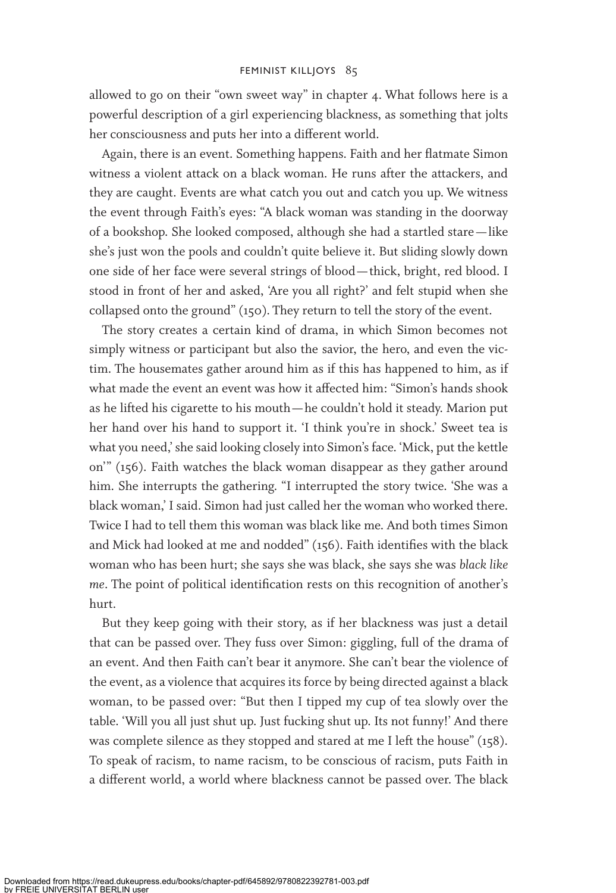allowed to go on their "own sweet way" in chapter 4. What follows here is a powerful description of a girl experiencing blackness, as something that jolts her consciousness and puts her into a different world.

Again, there is an event. Something happens. Faith and her flatmate Simon witness a violent attack on a black woman. He runs after the attackers, and they are caught. Events are what catch you out and catch you up. We witness the event through Faith's eyes: "A black woman was standing in the doorway of a bookshop. She looked composed, although she had a startled stare—like she's just won the pools and couldn't quite believe it. But sliding slowly down one side of her face were several strings of blood—thick, bright, red blood. I stood in front of her and asked, 'Are you all right?' and felt stupid when she collapsed onto the ground" (150). They return to tell the story of the event.

The story creates a certain kind of drama, in which Simon becomes not simply witness or participant but also the savior, the hero, and even the victim. The housemates gather around him as if this has happened to him, as if what made the event an event was how it affected him: "Simon's hands shook as he lifted his cigarette to his mouth—he couldn't hold it steady. Marion put her hand over his hand to support it. 'I think you're in shock.' Sweet tea is what you need,' she said looking closely into Simon's face. 'Mick, put the kettle on'" (156). Faith watches the black woman disappear as they gather around him. She interrupts the gathering. "I interrupted the story twice. 'She was a black woman,' I said. Simon had just called her the woman who worked there. Twice I had to tell them this woman was black like me. And both times Simon and Mick had looked at me and nodded" (156). Faith identifies with the black woman who has been hurt; she says she was black, she says she was *black like me*. The point of political identification rests on this recognition of another's hurt.

But they keep going with their story, as if her blackness was just a detail that can be passed over. They fuss over Simon: giggling, full of the drama of an event. And then Faith can't bear it anymore. She can't bear the violence of the event, as a violence that acquires its force by being directed against a black woman, to be passed over: "But then I tipped my cup of tea slowly over the table. 'Will you all just shut up. Just fucking shut up. Its not funny!' And there was complete silence as they stopped and stared at me I left the house" (158). To speak of racism, to name racism, to be conscious of racism, puts Faith in a different world, a world where blackness cannot be passed over. The black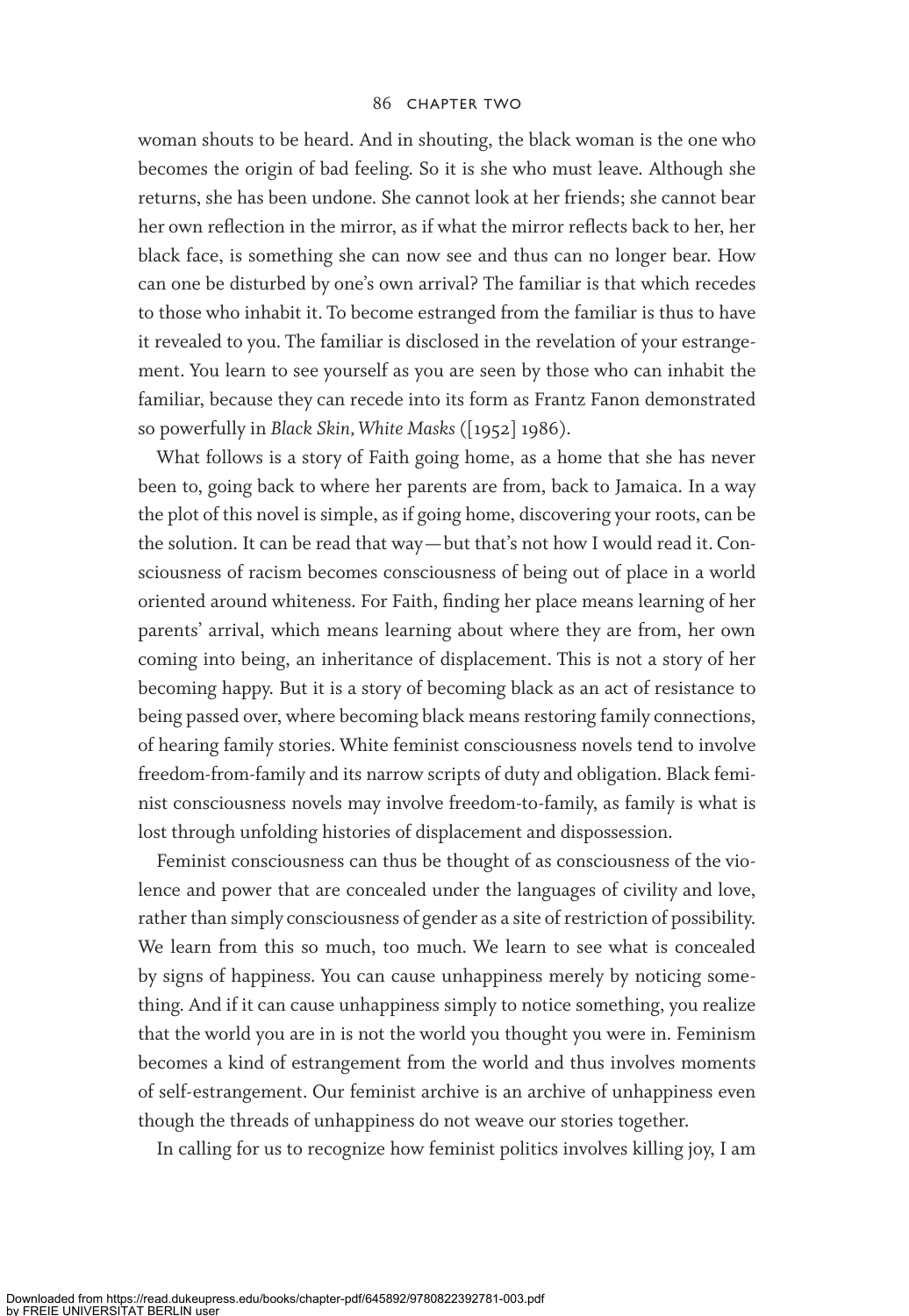woman shouts to be heard. And in shouting, the black woman is the one who becomes the origin of bad feeling. So it is she who must leave. Although she returns, she has been undone. She cannot look at her friends; she cannot bear her own reflection in the mirror, as if what the mirror reflects back to her, her black face, is something she can now see and thus can no longer bear. How can one be disturbed by one's own arrival? The familiar is that which recedes to those who inhabit it. To become estranged from the familiar is thus to have it revealed to you. The familiar is disclosed in the revelation of your estrangement. You learn to see yourself as you are seen by those who can inhabit the familiar, because they can recede into its form as Frantz Fanon demonstrated so powerfully in *Black Skin, White Masks* ([1952] 1986).

What follows is a story of Faith going home, as a home that she has never been to, going back to where her parents are from, back to Jamaica. In a way the plot of this novel is simple, as if going home, discovering your roots, can be the solution. It can be read that way—but that's not how I would read it. Consciousness of racism becomes consciousness of being out of place in a world oriented around whiteness. For Faith, finding her place means learning of her parents' arrival, which means learning about where they are from, her own coming into being, an inheritance of displacement. This is not a story of her becoming happy. But it is a story of becoming black as an act of resistance to being passed over, where becoming black means restoring family connections, of hearing family stories. White feminist consciousness novels tend to involve freedom-from-family and its narrow scripts of duty and obligation. Black feminist consciousness novels may involve freedom-to-family, as family is what is lost through unfolding histories of displacement and dispossession.

Feminist consciousness can thus be thought of as consciousness of the violence and power that are concealed under the languages of civility and love, rather than simply consciousness of gender as a site of restriction of possibility. We learn from this so much, too much. We learn to see what is concealed by signs of happiness. You can cause unhappiness merely by noticing something. And if it can cause unhappiness simply to notice something, you realize that the world you are in is not the world you thought you were in. Feminism becomes a kind of estrangement from the world and thus involves moments of self-estrangement. Our feminist archive is an archive of unhappiness even though the threads of unhappiness do not weave our stories together.

In calling for us to recognize how feminist politics involves killing joy, I am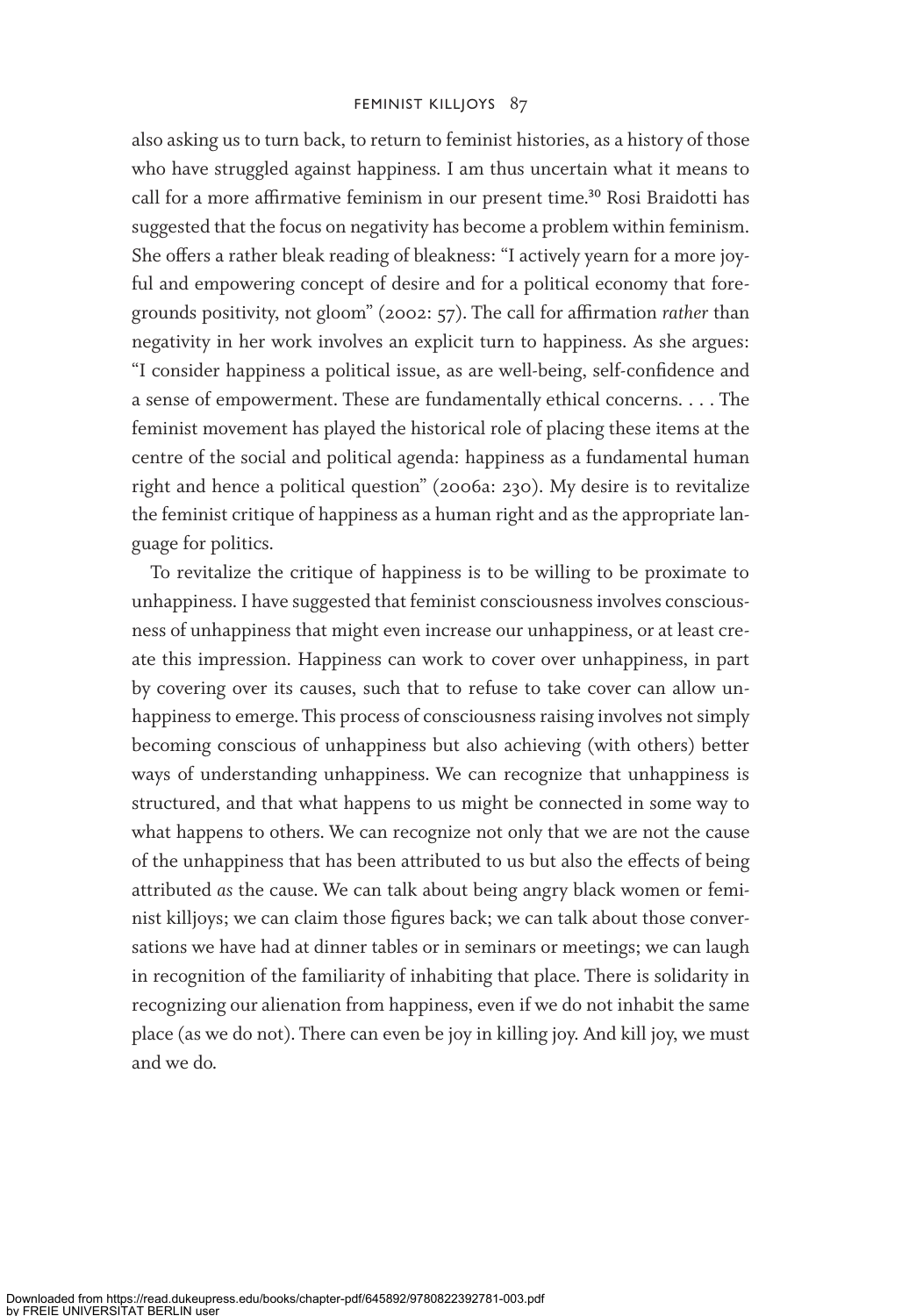also asking us to turn back, to return to feminist histories, as a history of those who have struggled against happiness. I am thus uncertain what it means to call for a more affirmative feminism in our present time.[30] Rosi Braidotti has suggested that the focus on negativity has become a problem within feminism. She offers a rather bleak reading of bleakness: "I actively yearn for a more joyful and empowering concept of desire and for a political economy that foregrounds positivity, not gloom" (2002: 57). The call for affirmation *rather* than negativity in her work involves an explicit turn to happiness. As she argues: "I consider happiness a political issue, as are well-being, self-confidence and a sense of empowerment. These are fundamentally ethical concerns. . . . The feminist movement has played the historical role of placing these items at the centre of the social and political agenda: happiness as a fundamental human right and hence a political question" (2006a: 230). My desire is to revitalize the feminist critique of happiness as a human right and as the appropriate language for politics.

To revitalize the critique of happiness is to be willing to be proximate to unhappiness. I have suggested that feminist consciousness involves consciousness of unhappiness that might even increase our unhappiness, or at least create this impression. Happiness can work to cover over unhappiness, in part by covering over its causes, such that to refuse to take cover can allow unhappiness to emerge. This process of consciousness raising involves not simply becoming conscious of unhappiness but also achieving (with others) better ways of understanding unhappiness. We can recognize that unhappiness is structured, and that what happens to us might be connected in some way to what happens to others. We can recognize not only that we are not the cause of the unhappiness that has been attributed to us but also the effects of being attributed *as* the cause. We can talk about being angry black women or feminist killjoys; we can claim those figures back; we can talk about those conversations we have had at dinner tables or in seminars or meetings; we can laugh in recognition of the familiarity of inhabiting that place. There is solidarity in recognizing our alienation from happiness, even if we do not inhabit the same place (as we do not). There can even be joy in killing joy. And kill joy, we must and we do.